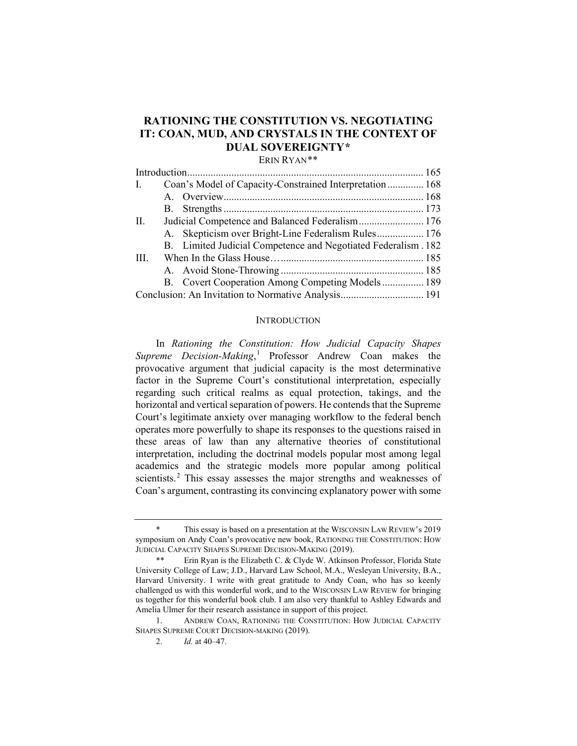# RATIONING THE CONSTITUTION VS. NEGOTIATING IT: COAN, MUD, AND CRYSTALS IN THE CONTEXT OF DUAL SOVEREIGNTY*

ERIN RYAN**

| | |
|---|---|
| Introduction | 165 |
| I. Coan's Model of Capacity-Constrained Interpretation | 168 |
| A. Overview | 168 |
| B. Strengths | 173 |
| II. Judicial Competence and Balanced Federalism | 176 |
| A. Skepticism over Bright-Line Federalism Rules | 176 |
| B. Limited Judicial Competence and Negotiated Federalism | 182 |
| III. When In the Glass House… | 185 |
| A. Avoid Stone-Throwing | 185 |
| B. Covert Cooperation Among Competing Models | 189 |
| Conclusion: An Invitation to Normative Analysis | 191 |

## INTRODUCTION

In *Rationing the Constitution: How Judicial Capacity Shapes Supreme Decision-Making*,[1] Professor Andrew Coan makes the provocative argument that judicial capacity is the most determinative factor in the Supreme Court's constitutional interpretation, especially regarding such critical realms as equal protection, takings, and the horizontal and vertical separation of powers. He contends that the Supreme Court's legitimate anxiety over managing workflow to the federal bench operates more powerfully to shape its responses to the questions raised in these areas of law than any alternative theories of constitutional interpretation, including the doctrinal models popular most among legal academics and the strategic models more popular among political scientists.[2] This essay assesses the major strengths and weaknesses of Coan's argument, contrasting its convincing explanatory power with some

---

\* This essay is based on a presentation at the WISCONSIN LAW REVIEW's 2019 symposium on Andy Coan's provocative new book, RATIONING THE CONSTITUTION: HOW JUDICIAL CAPACITY SHAPES SUPREME DECISION-MAKING (2019).

\*\* Erin Ryan is the Elizabeth C. & Clyde W. Atkinson Professor, Florida State University College of Law; J.D., Harvard Law School, M.A., Wesleyan University, B.A., Harvard University. I write with great gratitude to Andy Coan, who has so keenly challenged us with this wonderful work, and to the WISCONSIN LAW REVIEW for bringing us together for this wonderful book club. I am also very thankful to Ashley Edwards and Amelia Ulmer for their research assistance in support of this project.

1. ANDREW COAN, RATIONING THE CONSTITUTION: HOW JUDICIAL CAPACITY SHAPES SUPREME COURT DECISION-MAKING (2019).

2. *Id.* at 40–47.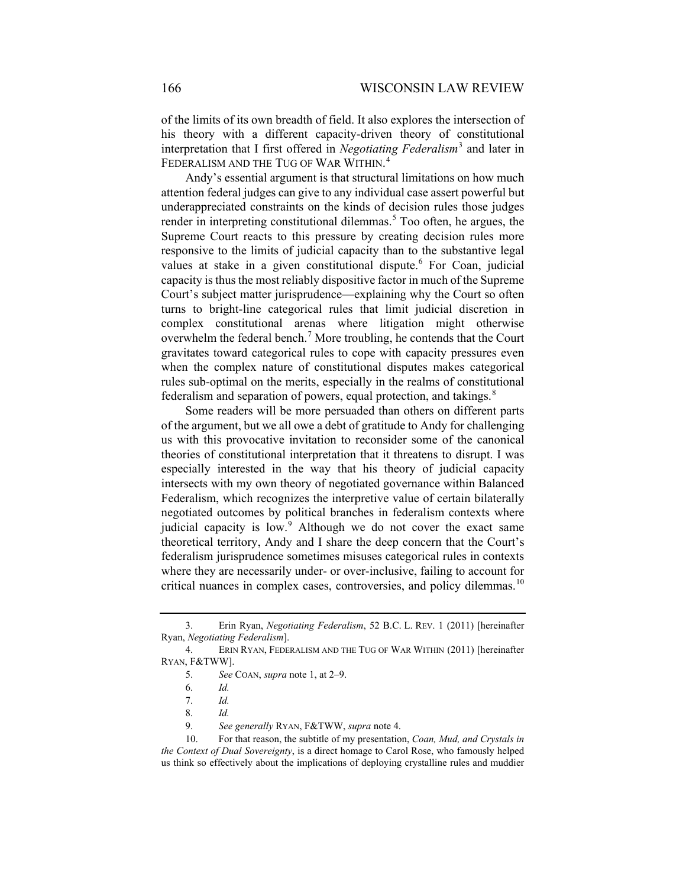of the limits of its own breadth of field. It also explores the intersection of his theory with a different capacity-driven theory of constitutional interpretation that I first offered in *Negotiating Federalism*[3] and later in FEDERALISM AND THE TUG OF WAR WITHIN.[4]

Andy's essential argument is that structural limitations on how much attention federal judges can give to any individual case assert powerful but underappreciated constraints on the kinds of decision rules those judges render in interpreting constitutional dilemmas.[5] Too often, he argues, the Supreme Court reacts to this pressure by creating decision rules more responsive to the limits of judicial capacity than to the substantive legal values at stake in a given constitutional dispute.[6] For Coan, judicial capacity is thus the most reliably dispositive factor in much of the Supreme Court's subject matter jurisprudence—explaining why the Court so often turns to bright-line categorical rules that limit judicial discretion in complex constitutional arenas where litigation might otherwise overwhelm the federal bench.[7] More troubling, he contends that the Court gravitates toward categorical rules to cope with capacity pressures even when the complex nature of constitutional disputes makes categorical rules sub-optimal on the merits, especially in the realms of constitutional federalism and separation of powers, equal protection, and takings.[8]

Some readers will be more persuaded than others on different parts of the argument, but we all owe a debt of gratitude to Andy for challenging us with this provocative invitation to reconsider some of the canonical theories of constitutional interpretation that it threatens to disrupt. I was especially interested in the way that his theory of judicial capacity intersects with my own theory of negotiated governance within Balanced Federalism, which recognizes the interpretive value of certain bilaterally negotiated outcomes by political branches in federalism contexts where judicial capacity is low.[9] Although we do not cover the exact same theoretical territory, Andy and I share the deep concern that the Court's federalism jurisprudence sometimes misuses categorical rules in contexts where they are necessarily under- or over-inclusive, failing to account for critical nuances in complex cases, controversies, and policy dilemmas.[10]

---

3. Erin Ryan, *Negotiating Federalism*, 52 B.C. L. REV. 1 (2011) [hereinafter Ryan, *Negotiating Federalism*].

4. ERIN RYAN, FEDERALISM AND THE TUG OF WAR WITHIN (2011) [hereinafter RYAN, F&TWW].

5. *See* COAN, *supra* note 1, at 2–9.

6. *Id.*

7. *Id.*

8. *Id.*

9. *See generally* RYAN, F&TWW, *supra* note 4.

10. For that reason, the subtitle of my presentation, *Coan, Mud, and Crystals in the Context of Dual Sovereignty*, is a direct homage to Carol Rose, who famously helped us think so effectively about the implications of deploying crystalline rules and muddier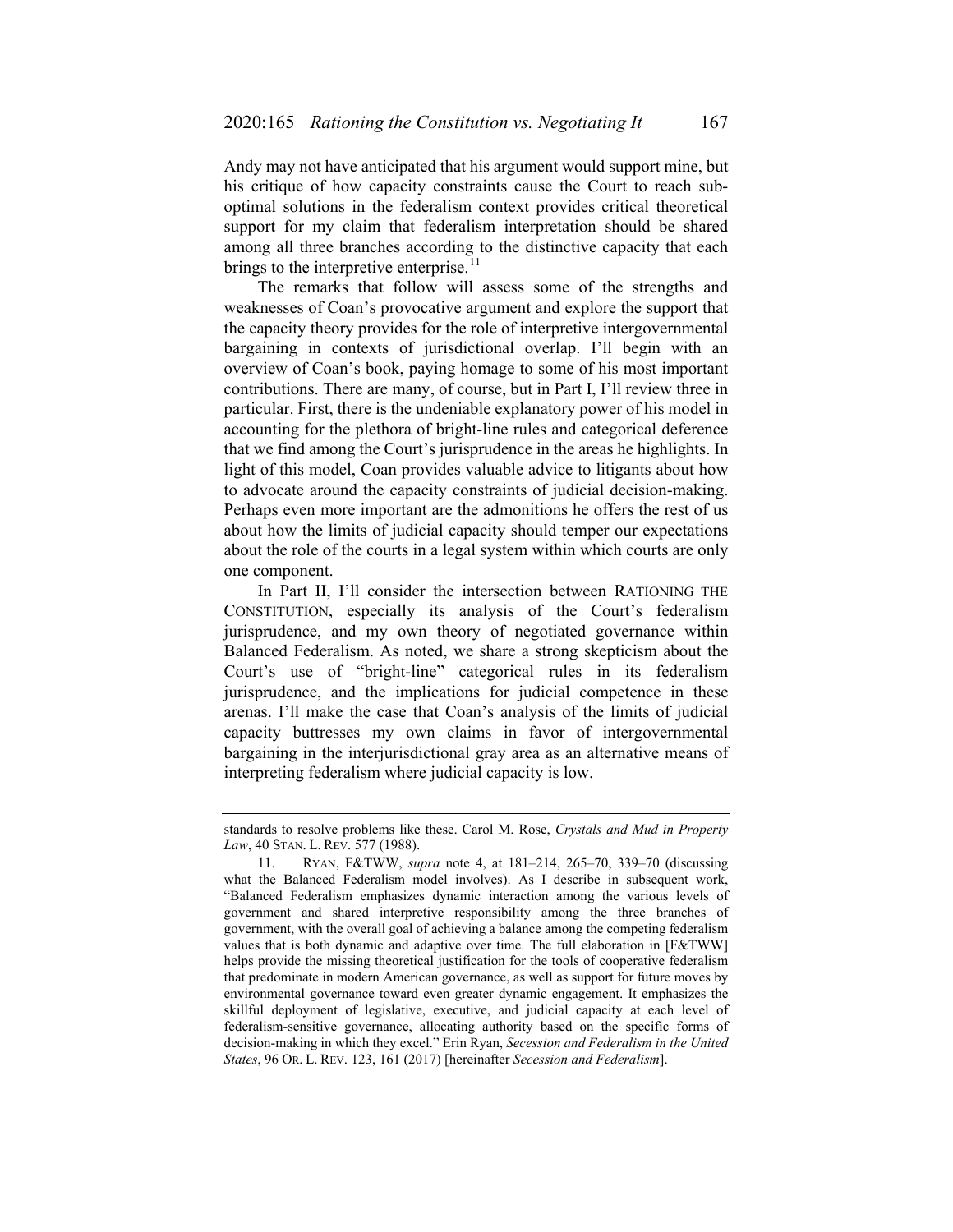Andy may not have anticipated that his argument would support mine, but his critique of how capacity constraints cause the Court to reach sub-optimal solutions in the federalism context provides critical theoretical support for my claim that federalism interpretation should be shared among all three branches according to the distinctive capacity that each brings to the interpretive enterprise.[11]

The remarks that follow will assess some of the strengths and weaknesses of Coan's provocative argument and explore the support that the capacity theory provides for the role of interpretive intergovernmental bargaining in contexts of jurisdictional overlap. I'll begin with an overview of Coan's book, paying homage to some of his most important contributions. There are many, of course, but in Part I, I'll review three in particular. First, there is the undeniable explanatory power of his model in accounting for the plethora of bright-line rules and categorical deference that we find among the Court's jurisprudence in the areas he highlights. In light of this model, Coan provides valuable advice to litigants about how to advocate around the capacity constraints of judicial decision-making. Perhaps even more important are the admonitions he offers the rest of us about how the limits of judicial capacity should temper our expectations about the role of the courts in a legal system within which courts are only one component.

In Part II, I'll consider the intersection between RATIONING THE CONSTITUTION, especially its analysis of the Court's federalism jurisprudence, and my own theory of negotiated governance within Balanced Federalism. As noted, we share a strong skepticism about the Court's use of "bright-line" categorical rules in its federalism jurisprudence, and the implications for judicial competence in these arenas. I'll make the case that Coan's analysis of the limits of judicial capacity buttresses my own claims in favor of intergovernmental bargaining in the interjurisdictional gray area as an alternative means of interpreting federalism where judicial capacity is low.

---

standards to resolve problems like these. Carol M. Rose, *Crystals and Mud in Property Law*, 40 STAN. L. REV. 577 (1988).

11. RYAN, F&TWW, *supra* note 4, at 181–214, 265–70, 339–70 (discussing what the Balanced Federalism model involves). As I describe in subsequent work, "Balanced Federalism emphasizes dynamic interaction among the various levels of government and shared interpretive responsibility among the three branches of government, with the overall goal of achieving a balance among the competing federalism values that is both dynamic and adaptive over time. The full elaboration in [F&TWW] helps provide the missing theoretical justification for the tools of cooperative federalism that predominate in modern American governance, as well as support for future moves by environmental governance toward even greater dynamic engagement. It emphasizes the skillful deployment of legislative, executive, and judicial capacity at each level of federalism-sensitive governance, allocating authority based on the specific forms of decision-making in which they excel." Erin Ryan, *Secession and Federalism in the United States*, 96 OR. L. REV. 123, 161 (2017) [hereinafter *Secession and Federalism*].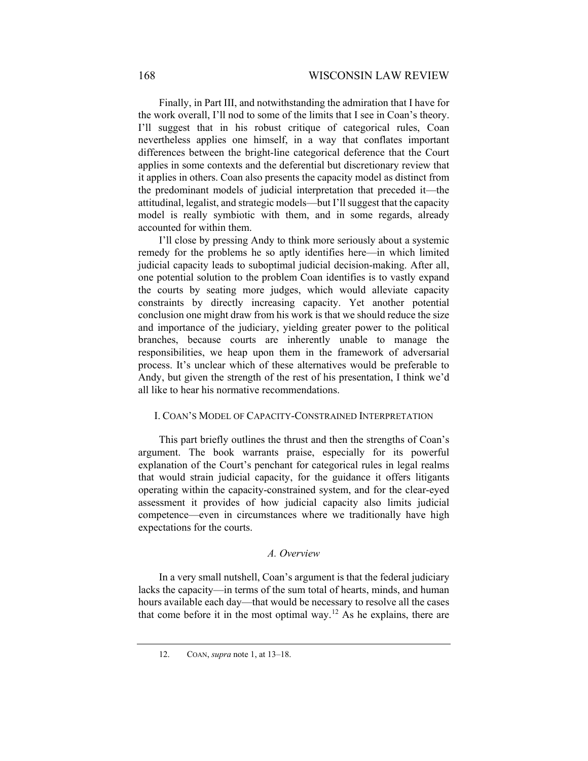Finally, in Part III, and notwithstanding the admiration that I have for the work overall, I'll nod to some of the limits that I see in Coan's theory. I'll suggest that in his robust critique of categorical rules, Coan nevertheless applies one himself, in a way that conflates important differences between the bright-line categorical deference that the Court applies in some contexts and the deferential but discretionary review that it applies in others. Coan also presents the capacity model as distinct from the predominant models of judicial interpretation that preceded it—the attitudinal, legalist, and strategic models—but I'll suggest that the capacity model is really symbiotic with them, and in some regards, already accounted for within them.

I'll close by pressing Andy to think more seriously about a systemic remedy for the problems he so aptly identifies here—in which limited judicial capacity leads to suboptimal judicial decision-making. After all, one potential solution to the problem Coan identifies is to vastly expand the courts by seating more judges, which would alleviate capacity constraints by directly increasing capacity. Yet another potential conclusion one might draw from his work is that we should reduce the size and importance of the judiciary, yielding greater power to the political branches, because courts are inherently unable to manage the responsibilities, we heap upon them in the framework of adversarial process. It's unclear which of these alternatives would be preferable to Andy, but given the strength of the rest of his presentation, I think we'd all like to hear his normative recommendations.

## I. Coan's Model of Capacity-Constrained Interpretation

This part briefly outlines the thrust and then the strengths of Coan's argument. The book warrants praise, especially for its powerful explanation of the Court's penchant for categorical rules in legal realms that would strain judicial capacity, for the guidance it offers litigants operating within the capacity-constrained system, and for the clear-eyed assessment it provides of how judicial capacity also limits judicial competence—even in circumstances where we traditionally have high expectations for the courts.

### *A. Overview*

In a very small nutshell, Coan's argument is that the federal judiciary lacks the capacity—in terms of the sum total of hearts, minds, and human hours available each day—that would be necessary to resolve all the cases that come before it in the most optimal way.[12] As he explains, there are

12. Coan, *supra* note 1, at 13–18.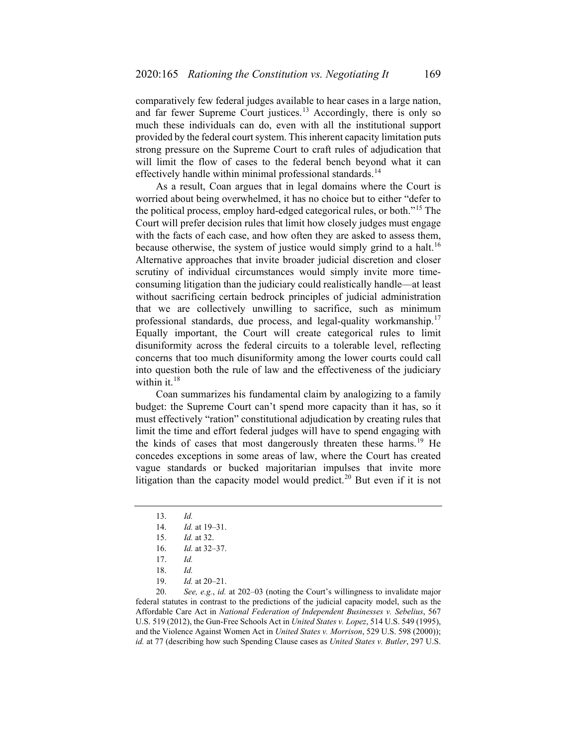comparatively few federal judges available to hear cases in a large nation, and far fewer Supreme Court justices.[13] Accordingly, there is only so much these individuals can do, even with all the institutional support provided by the federal court system. This inherent capacity limitation puts strong pressure on the Supreme Court to craft rules of adjudication that will limit the flow of cases to the federal bench beyond what it can effectively handle within minimal professional standards.[14]

As a result, Coan argues that in legal domains where the Court is worried about being overwhelmed, it has no choice but to either "defer to the political process, employ hard-edged categorical rules, or both."[15] The Court will prefer decision rules that limit how closely judges must engage with the facts of each case, and how often they are asked to assess them, because otherwise, the system of justice would simply grind to a halt.[16] Alternative approaches that invite broader judicial discretion and closer scrutiny of individual circumstances would simply invite more time-consuming litigation than the judiciary could realistically handle—at least without sacrificing certain bedrock principles of judicial administration that we are collectively unwilling to sacrifice, such as minimum professional standards, due process, and legal-quality workmanship.[17] Equally important, the Court will create categorical rules to limit disuniformity across the federal circuits to a tolerable level, reflecting concerns that too much disuniformity among the lower courts could call into question both the rule of law and the effectiveness of the judiciary within it.[18]

Coan summarizes his fundamental claim by analogizing to a family budget: the Supreme Court can't spend more capacity than it has, so it must effectively "ration" constitutional adjudication by creating rules that limit the time and effort federal judges will have to spend engaging with the kinds of cases that most dangerously threaten these harms.[19] He concedes exceptions in some areas of law, where the Court has created vague standards or bucked majoritarian impulses that invite more litigation than the capacity model would predict.[20] But even if it is not

---

13. *Id.*

14. *Id.* at 19–31.

15. *Id.* at 32.

16. *Id.* at 32–37.

17. *Id.*

18. *Id.*

19. *Id.* at 20–21.

20. *See, e.g.*, *id.* at 202–03 (noting the Court's willingness to invalidate major federal statutes in contrast to the predictions of the judicial capacity model, such as the Affordable Care Act in *National Federation of Independent Businesses v. Sebelius*, 567 U.S. 519 (2012), the Gun-Free Schools Act in *United States v. Lopez*, 514 U.S. 549 (1995), and the Violence Against Women Act in *United States v. Morrison*, 529 U.S. 598 (2000)); *id.* at 77 (describing how such Spending Clause cases as *United States v. Butler*, 297 U.S.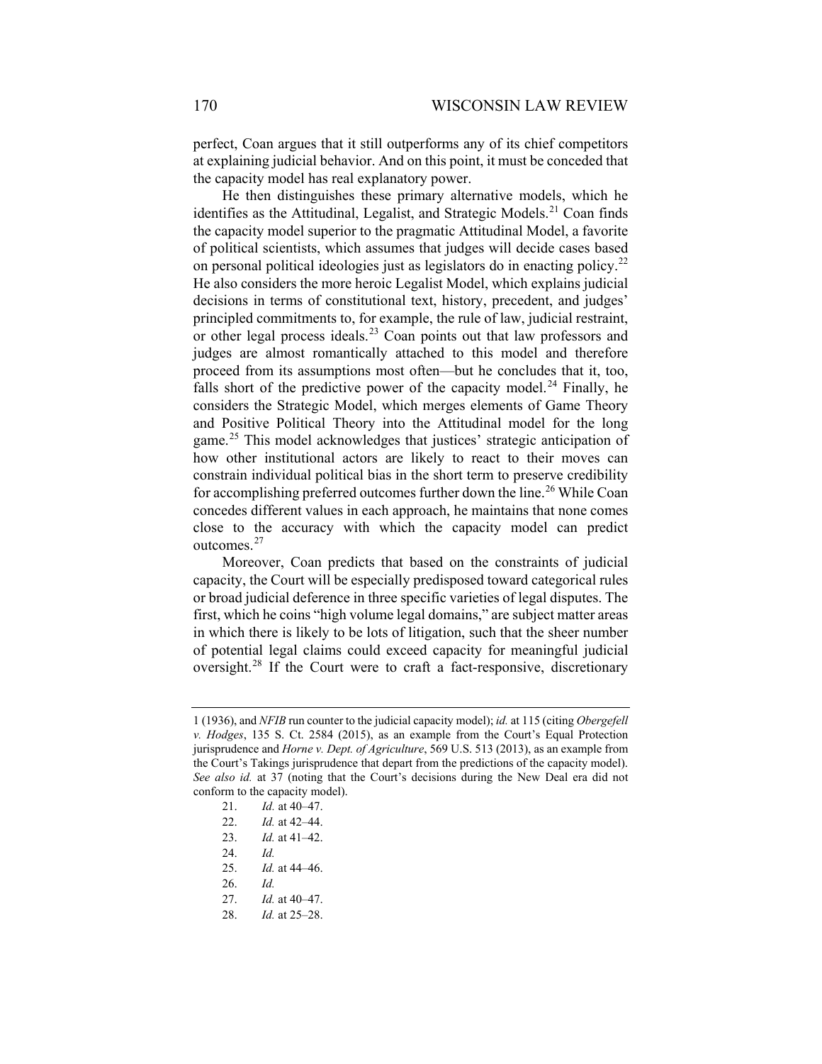perfect, Coan argues that it still outperforms any of its chief competitors at explaining judicial behavior. And on this point, it must be conceded that the capacity model has real explanatory power.

He then distinguishes these primary alternative models, which he identifies as the Attitudinal, Legalist, and Strategic Models.[21] Coan finds the capacity model superior to the pragmatic Attitudinal Model, a favorite of political scientists, which assumes that judges will decide cases based on personal political ideologies just as legislators do in enacting policy.[22] He also considers the more heroic Legalist Model, which explains judicial decisions in terms of constitutional text, history, precedent, and judges' principled commitments to, for example, the rule of law, judicial restraint, or other legal process ideals.[23] Coan points out that law professors and judges are almost romantically attached to this model and therefore proceed from its assumptions most often—but he concludes that it, too, falls short of the predictive power of the capacity model.[24] Finally, he considers the Strategic Model, which merges elements of Game Theory and Positive Political Theory into the Attitudinal model for the long game.[25] This model acknowledges that justices' strategic anticipation of how other institutional actors are likely to react to their moves can constrain individual political bias in the short term to preserve credibility for accomplishing preferred outcomes further down the line.[26] While Coan concedes different values in each approach, he maintains that none comes close to the accuracy with which the capacity model can predict outcomes.[27]

Moreover, Coan predicts that based on the constraints of judicial capacity, the Court will be especially predisposed toward categorical rules or broad judicial deference in three specific varieties of legal disputes. The first, which he coins "high volume legal domains," are subject matter areas in which there is likely to be lots of litigation, such that the sheer number of potential legal claims could exceed capacity for meaningful judicial oversight.[28] If the Court were to craft a fact-responsive, discretionary

---

1 (1936), and *NFIB* run counter to the judicial capacity model); *id.* at 115 (citing *Obergefell v. Hodges*, 135 S. Ct. 2584 (2015), as an example from the Court's Equal Protection jurisprudence and *Horne v. Dept. of Agriculture*, 569 U.S. 513 (2013), as an example from the Court's Takings jurisprudence that depart from the predictions of the capacity model). *See also id.* at 37 (noting that the Court's decisions during the New Deal era did not conform to the capacity model).

21. *Id.* at 40–47.
22. *Id.* at 42–44.
23. *Id.* at 41–42.
24. *Id.*
25. *Id.* at 44–46.
26. *Id.*
27. *Id.* at 40–47.
28. *Id.* at 25–28.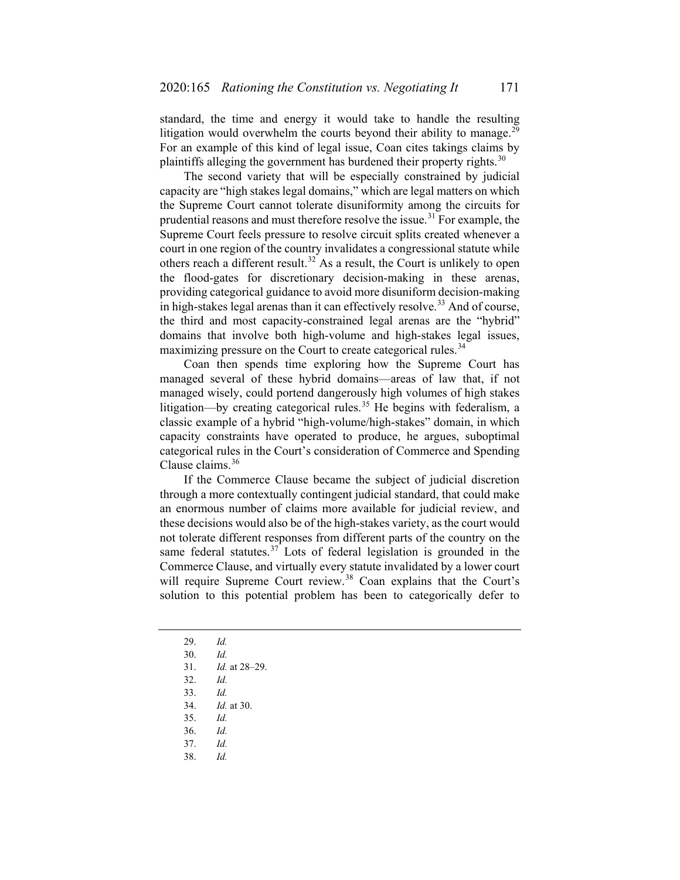standard, the time and energy it would take to handle the resulting litigation would overwhelm the courts beyond their ability to manage.[29] For an example of this kind of legal issue, Coan cites takings claims by plaintiffs alleging the government has burdened their property rights.[30]

The second variety that will be especially constrained by judicial capacity are "high stakes legal domains," which are legal matters on which the Supreme Court cannot tolerate disuniformity among the circuits for prudential reasons and must therefore resolve the issue.[31] For example, the Supreme Court feels pressure to resolve circuit splits created whenever a court in one region of the country invalidates a congressional statute while others reach a different result.[32] As a result, the Court is unlikely to open the flood-gates for discretionary decision-making in these arenas, providing categorical guidance to avoid more disuniform decision-making in high-stakes legal arenas than it can effectively resolve.[33] And of course, the third and most capacity-constrained legal arenas are the "hybrid" domains that involve both high-volume and high-stakes legal issues, maximizing pressure on the Court to create categorical rules.[34]

Coan then spends time exploring how the Supreme Court has managed several of these hybrid domains—areas of law that, if not managed wisely, could portend dangerously high volumes of high stakes litigation—by creating categorical rules.[35] He begins with federalism, a classic example of a hybrid "high-volume/high-stakes" domain, in which capacity constraints have operated to produce, he argues, suboptimal categorical rules in the Court's consideration of Commerce and Spending Clause claims.[36]

If the Commerce Clause became the subject of judicial discretion through a more contextually contingent judicial standard, that could make an enormous number of claims more available for judicial review, and these decisions would also be of the high-stakes variety, as the court would not tolerate different responses from different parts of the country on the same federal statutes.[37] Lots of federal legislation is grounded in the Commerce Clause, and virtually every statute invalidated by a lower court will require Supreme Court review.[38] Coan explains that the Court's solution to this potential problem has been to categorically defer to

---

29. *Id.*
30. *Id.*
31. *Id.* at 28–29.
32. *Id.*
33. *Id.*
34. *Id.* at 30.
35. *Id.*
36. *Id.*
37. *Id.*
38. *Id.*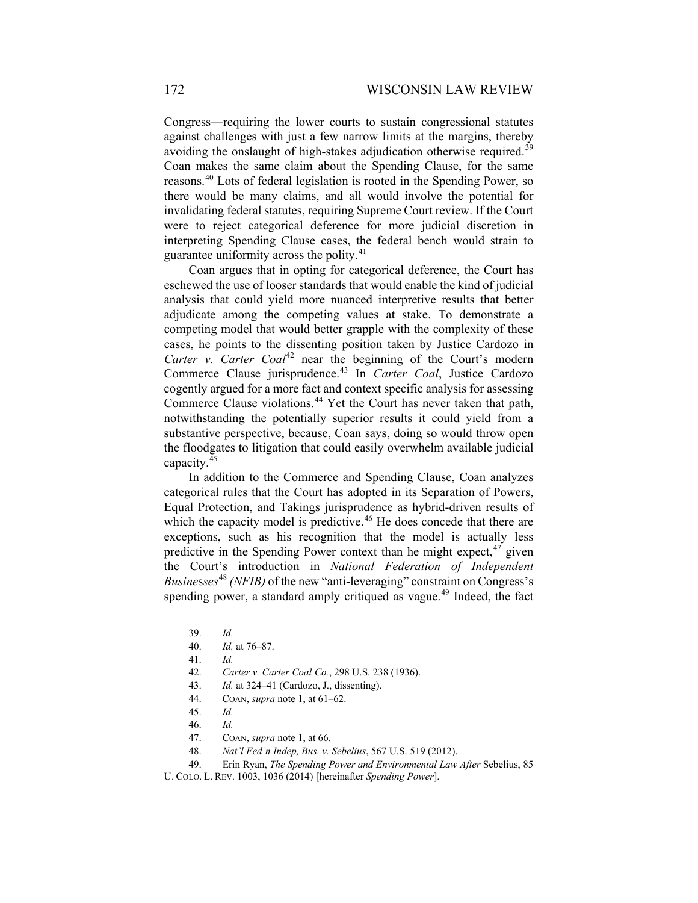Congress—requiring the lower courts to sustain congressional statutes against challenges with just a few narrow limits at the margins, thereby avoiding the onslaught of high-stakes adjudication otherwise required.[39] Coan makes the same claim about the Spending Clause, for the same reasons.[40] Lots of federal legislation is rooted in the Spending Power, so there would be many claims, and all would involve the potential for invalidating federal statutes, requiring Supreme Court review. If the Court were to reject categorical deference for more judicial discretion in interpreting Spending Clause cases, the federal bench would strain to guarantee uniformity across the polity.[41]

Coan argues that in opting for categorical deference, the Court has eschewed the use of looser standards that would enable the kind of judicial analysis that could yield more nuanced interpretive results that better adjudicate among the competing values at stake. To demonstrate a competing model that would better grapple with the complexity of these cases, he points to the dissenting position taken by Justice Cardozo in *Carter v. Carter Coal*[42] near the beginning of the Court's modern Commerce Clause jurisprudence.[43] In *Carter Coal*, Justice Cardozo cogently argued for a more fact and context specific analysis for assessing Commerce Clause violations.[44] Yet the Court has never taken that path, notwithstanding the potentially superior results it could yield from a substantive perspective, because, Coan says, doing so would throw open the floodgates to litigation that could easily overwhelm available judicial capacity.[45]

In addition to the Commerce and Spending Clause, Coan analyzes categorical rules that the Court has adopted in its Separation of Powers, Equal Protection, and Takings jurisprudence as hybrid-driven results of which the capacity model is predictive.[46] He does concede that there are exceptions, such as his recognition that the model is actually less predictive in the Spending Power context than he might expect,[47] given the Court's introduction in *National Federation of Independent Businesses*[48] *(NFIB)* of the new "anti-leveraging" constraint on Congress's spending power, a standard amply critiqued as vague.[49] Indeed, the fact

---

39. *Id.*

40. *Id.* at 76–87.

41. *Id.*

42. *Carter v. Carter Coal Co.*, 298 U.S. 238 (1936).

43. *Id.* at 324–41 (Cardozo, J., dissenting).

44. COAN, *supra* note 1, at 61–62.

45. *Id.*

46. *Id.*

47. COAN, *supra* note 1, at 66.

48. *Nat'l Fed'n Indep. Bus. v. Sebelius*, 567 U.S. 519 (2012).

49. Erin Ryan, *The Spending Power and Environmental Law After* Sebelius, 85 U. COLO. L. REV. 1003, 1036 (2014) [hereinafter *Spending Power*].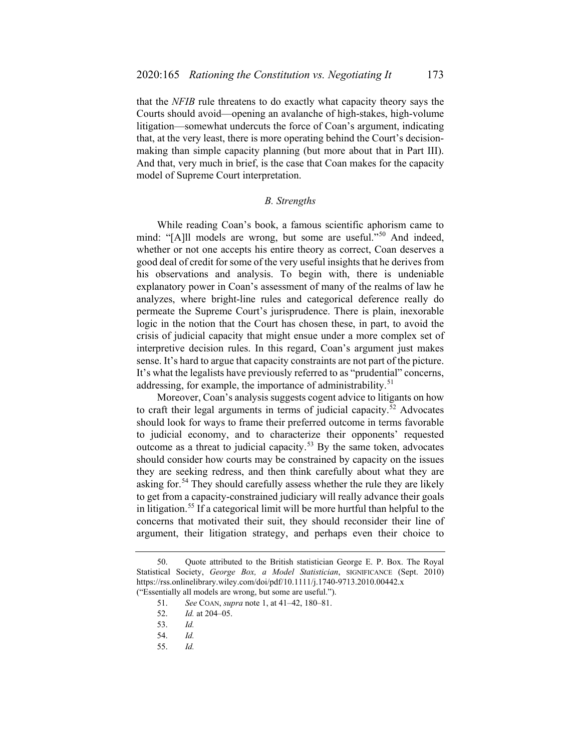that the *NFIB* rule threatens to do exactly what capacity theory says the Courts should avoid—opening an avalanche of high-stakes, high-volume litigation—somewhat undercuts the force of Coan's argument, indicating that, at the very least, there is more operating behind the Court's decision-making than simple capacity planning (but more about that in Part III). And that, very much in brief, is the case that Coan makes for the capacity model of Supreme Court interpretation.

### *B. Strengths*

While reading Coan's book, a famous scientific aphorism came to mind: "[A]ll models are wrong, but some are useful."[50] And indeed, whether or not one accepts his entire theory as correct, Coan deserves a good deal of credit for some of the very useful insights that he derives from his observations and analysis. To begin with, there is undeniable explanatory power in Coan's assessment of many of the realms of law he analyzes, where bright-line rules and categorical deference really do permeate the Supreme Court's jurisprudence. There is plain, inexorable logic in the notion that the Court has chosen these, in part, to avoid the crisis of judicial capacity that might ensue under a more complex set of interpretive decision rules. In this regard, Coan's argument just makes sense. It's hard to argue that capacity constraints are not part of the picture. It's what the legalists have previously referred to as "prudential" concerns, addressing, for example, the importance of administrability.[51]

Moreover, Coan's analysis suggests cogent advice to litigants on how to craft their legal arguments in terms of judicial capacity.[52] Advocates should look for ways to frame their preferred outcome in terms favorable to judicial economy, and to characterize their opponents' requested outcome as a threat to judicial capacity.[53] By the same token, advocates should consider how courts may be constrained by capacity on the issues they are seeking redress, and then think carefully about what they are asking for.[54] They should carefully assess whether the rule they are likely to get from a capacity-constrained judiciary will really advance their goals in litigation.[55] If a categorical limit will be more hurtful than helpful to the concerns that motivated their suit, they should reconsider their line of argument, their litigation strategy, and perhaps even their choice to

50. Quote attributed to the British statistician George E. P. Box. The Royal Statistical Society, *George Box, a Model Statistician*, SIGNIFICANCE (Sept. 2010) https://rss.onlinelibrary.wiley.com/doi/pdf/10.1111/j.1740-9713.2010.00442.x ("Essentially all models are wrong, but some are useful.").

51. *See* COAN, *supra* note 1, at 41–42, 180–81.

52. *Id.* at 204–05.

53. *Id.*

54. *Id.*

55. *Id.*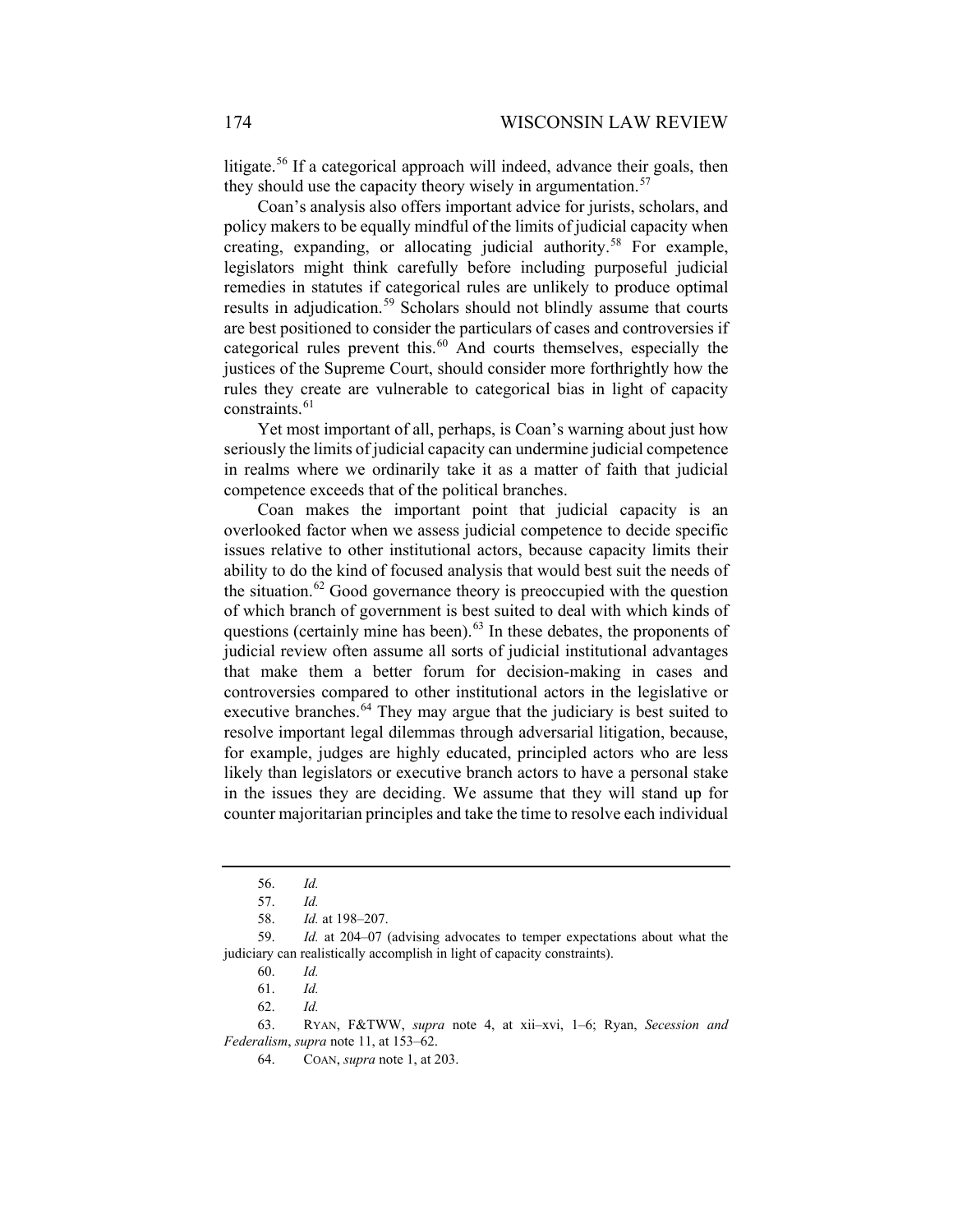litigate.[56] If a categorical approach will indeed, advance their goals, then they should use the capacity theory wisely in argumentation.[57]

Coan's analysis also offers important advice for jurists, scholars, and policy makers to be equally mindful of the limits of judicial capacity when creating, expanding, or allocating judicial authority.[58] For example, legislators might think carefully before including purposeful judicial remedies in statutes if categorical rules are unlikely to produce optimal results in adjudication.[59] Scholars should not blindly assume that courts are best positioned to consider the particulars of cases and controversies if categorical rules prevent this.[60] And courts themselves, especially the justices of the Supreme Court, should consider more forthrightly how the rules they create are vulnerable to categorical bias in light of capacity constraints.[61]

Yet most important of all, perhaps, is Coan's warning about just how seriously the limits of judicial capacity can undermine judicial competence in realms where we ordinarily take it as a matter of faith that judicial competence exceeds that of the political branches.

Coan makes the important point that judicial capacity is an overlooked factor when we assess judicial competence to decide specific issues relative to other institutional actors, because capacity limits their ability to do the kind of focused analysis that would best suit the needs of the situation.[62] Good governance theory is preoccupied with the question of which branch of government is best suited to deal with which kinds of questions (certainly mine has been).[63] In these debates, the proponents of judicial review often assume all sorts of judicial institutional advantages that make them a better forum for decision-making in cases and controversies compared to other institutional actors in the legislative or executive branches.[64] They may argue that the judiciary is best suited to resolve important legal dilemmas through adversarial litigation, because, for example, judges are highly educated, principled actors who are less likely than legislators or executive branch actors to have a personal stake in the issues they are deciding. We assume that they will stand up for counter majoritarian principles and take the time to resolve each individual

---

56. *Id.*

57. *Id.*

58. *Id.* at 198–207.

59. *Id.* at 204–07 (advising advocates to temper expectations about what the judiciary can realistically accomplish in light of capacity constraints).

60. *Id.*

61. *Id.*

62. *Id.*

63. RYAN, F&TWW, *supra* note 4, at xii–xvi, 1–6; Ryan, *Secession and Federalism*, *supra* note 11, at 153–62.

64. COAN, *supra* note 1, at 203.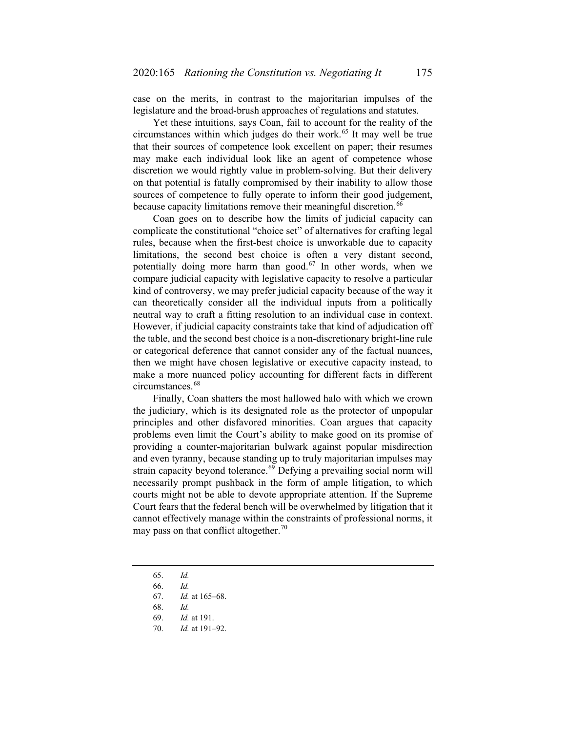case on the merits, in contrast to the majoritarian impulses of the legislature and the broad-brush approaches of regulations and statutes.

Yet these intuitions, says Coan, fail to account for the reality of the circumstances within which judges do their work.[65] It may well be true that their sources of competence look excellent on paper; their resumes may make each individual look like an agent of competence whose discretion we would rightly value in problem-solving. But their delivery on that potential is fatally compromised by their inability to allow those sources of competence to fully operate to inform their good judgement, because capacity limitations remove their meaningful discretion.[66]

Coan goes on to describe how the limits of judicial capacity can complicate the constitutional "choice set" of alternatives for crafting legal rules, because when the first-best choice is unworkable due to capacity limitations, the second best choice is often a very distant second, potentially doing more harm than good.[67] In other words, when we compare judicial capacity with legislative capacity to resolve a particular kind of controversy, we may prefer judicial capacity because of the way it can theoretically consider all the individual inputs from a politically neutral way to craft a fitting resolution to an individual case in context. However, if judicial capacity constraints take that kind of adjudication off the table, and the second best choice is a non-discretionary bright-line rule or categorical deference that cannot consider any of the factual nuances, then we might have chosen legislative or executive capacity instead, to make a more nuanced policy accounting for different facts in different circumstances.[68]

Finally, Coan shatters the most hallowed halo with which we crown the judiciary, which is its designated role as the protector of unpopular principles and other disfavored minorities. Coan argues that capacity problems even limit the Court's ability to make good on its promise of providing a counter-majoritarian bulwark against popular misdirection and even tyranny, because standing up to truly majoritarian impulses may strain capacity beyond tolerance.[69] Defying a prevailing social norm will necessarily prompt pushback in the form of ample litigation, to which courts might not be able to devote appropriate attention. If the Supreme Court fears that the federal bench will be overwhelmed by litigation that it cannot effectively manage within the constraints of professional norms, it may pass on that conflict altogether.[70]

---

65. *Id.*
66. *Id.*
67. *Id.* at 165–68.
68. *Id.*
69. *Id.* at 191.
70. *Id.* at 191–92.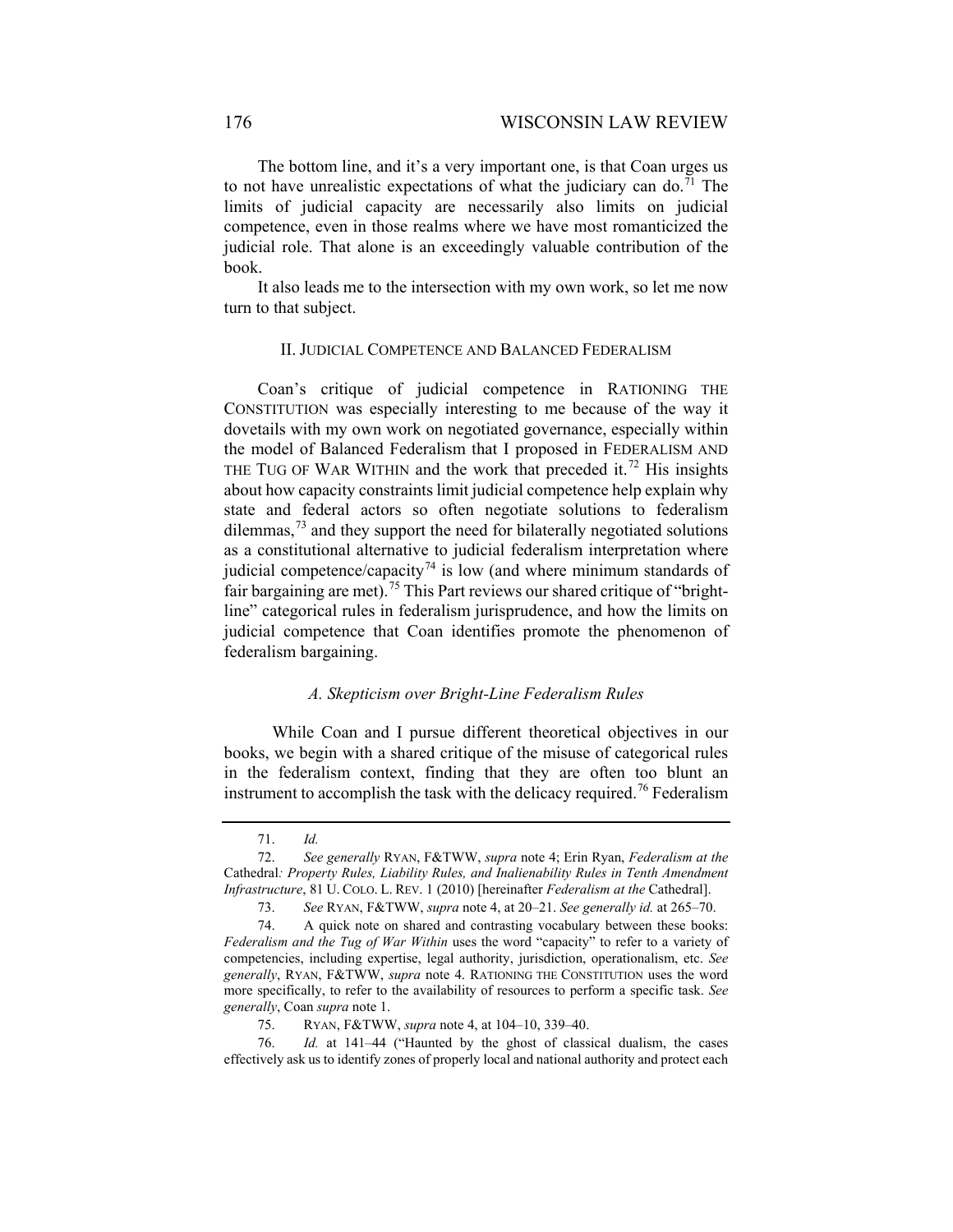The bottom line, and it's a very important one, is that Coan urges us to not have unrealistic expectations of what the judiciary can do.[71] The limits of judicial capacity are necessarily also limits on judicial competence, even in those realms where we have most romanticized the judicial role. That alone is an exceedingly valuable contribution of the book.

It also leads me to the intersection with my own work, so let me now turn to that subject.

## II. Judicial Competence and Balanced Federalism

Coan's critique of judicial competence in RATIONING THE CONSTITUTION was especially interesting to me because of the way it dovetails with my own work on negotiated governance, especially within the model of Balanced Federalism that I proposed in FEDERALISM AND THE TUG OF WAR WITHIN and the work that preceded it.[72] His insights about how capacity constraints limit judicial competence help explain why state and federal actors so often negotiate solutions to federalism dilemmas,[73] and they support the need for bilaterally negotiated solutions as a constitutional alternative to judicial federalism interpretation where judicial competence/capacity[74] is low (and where minimum standards of fair bargaining are met).[75] This Part reviews our shared critique of "bright-line" categorical rules in federalism jurisprudence, and how the limits on judicial competence that Coan identifies promote the phenomenon of federalism bargaining.

### *A. Skepticism over Bright-Line Federalism Rules*

While Coan and I pursue different theoretical objectives in our books, we begin with a shared critique of the misuse of categorical rules in the federalism context, finding that they are often too blunt an instrument to accomplish the task with the delicacy required.[76] Federalism

---

71. *Id.*

72. *See generally* RYAN, F&TWW, *supra* note 4; Erin Ryan, *Federalism at the* Cathedral*: Property Rules, Liability Rules, and Inalienability Rules in Tenth Amendment Infrastructure*, 81 U. COLO. L. REV. 1 (2010) [hereinafter *Federalism at the* Cathedral].

73. *See* RYAN, F&TWW, *supra* note 4, at 20–21. *See generally id.* at 265–70.

74. A quick note on shared and contrasting vocabulary between these books: *Federalism and the Tug of War Within* uses the word "capacity" to refer to a variety of competencies, including expertise, legal authority, jurisdiction, operationalism, etc. *See generally*, RYAN, F&TWW, *supra* note 4. RATIONING THE CONSTITUTION uses the word more specifically, to refer to the availability of resources to perform a specific task. *See generally*, Coan *supra* note 1.

75. RYAN, F&TWW, *supra* note 4, at 104–10, 339–40.

76. *Id.* at 141–44 ("Haunted by the ghost of classical dualism, the cases effectively ask us to identify zones of properly local and national authority and protect each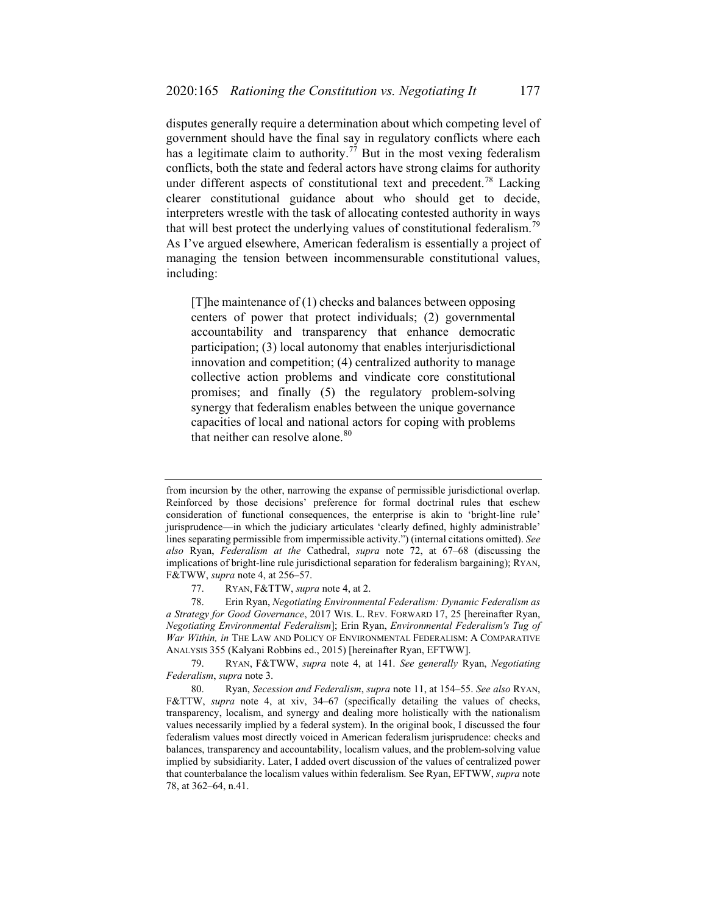disputes generally require a determination about which competing level of government should have the final say in regulatory conflicts where each has a legitimate claim to authority.[77] But in the most vexing federalism conflicts, both the state and federal actors have strong claims for authority under different aspects of constitutional text and precedent.[78] Lacking clearer constitutional guidance about who should get to decide, interpreters wrestle with the task of allocating contested authority in ways that will best protect the underlying values of constitutional federalism.[79] As I've argued elsewhere, American federalism is essentially a project of managing the tension between incommensurable constitutional values, including:

> [T]he maintenance of (1) checks and balances between opposing centers of power that protect individuals; (2) governmental accountability and transparency that enhance democratic participation; (3) local autonomy that enables interjurisdictional innovation and competition; (4) centralized authority to manage collective action problems and vindicate core constitutional promises; and finally (5) the regulatory problem-solving synergy that federalism enables between the unique governance capacities of local and national actors for coping with problems that neither can resolve alone.[80]

---

from incursion by the other, narrowing the expanse of permissible jurisdictional overlap. Reinforced by those decisions' preference for formal doctrinal rules that eschew consideration of functional consequences, the enterprise is akin to 'bright-line rule' jurisprudence—in which the judiciary articulates 'clearly defined, highly administrable' lines separating permissible from impermissible activity.") (internal citations omitted). *See also* Ryan, *Federalism at the* Cathedral, *supra* note 72, at 67–68 (discussing the implications of bright-line rule jurisdictional separation for federalism bargaining); RYAN, F&TWW, *supra* note 4, at 256–57.

77. RYAN, F&TTW, *supra* note 4, at 2.

78. Erin Ryan, *Negotiating Environmental Federalism: Dynamic Federalism as a Strategy for Good Governance*, 2017 WIS. L. REV. FORWARD 17, 25 [hereinafter Ryan, *Negotiating Environmental Federalism*]; Erin Ryan, *Environmental Federalism's Tug of War Within, in* THE LAW AND POLICY OF ENVIRONMENTAL FEDERALISM: A COMPARATIVE ANALYSIS 355 (Kalyani Robbins ed., 2015) [hereinafter Ryan, EFTWW].

79. RYAN, F&TTW, *supra* note 4, at 141. *See generally* Ryan, *Negotiating Federalism*, *supra* note 3.

80. Ryan, *Secession and Federalism*, *supra* note 11, at 154–55. *See also* RYAN, F&TTW, *supra* note 4, at xiv, 34–67 (specifically detailing the values of checks, transparency, localism, and synergy and dealing more holistically with the nationalism values necessarily implied by a federal system). In the original book, I discussed the four federalism values most directly voiced in American federalism jurisprudence: checks and balances, transparency and accountability, localism values, and the problem-solving value implied by subsidiarity. Later, I added overt discussion of the values of centralized power that counterbalance the localism values within federalism. See Ryan, EFTWW, *supra* note 78, at 362–64, n.41.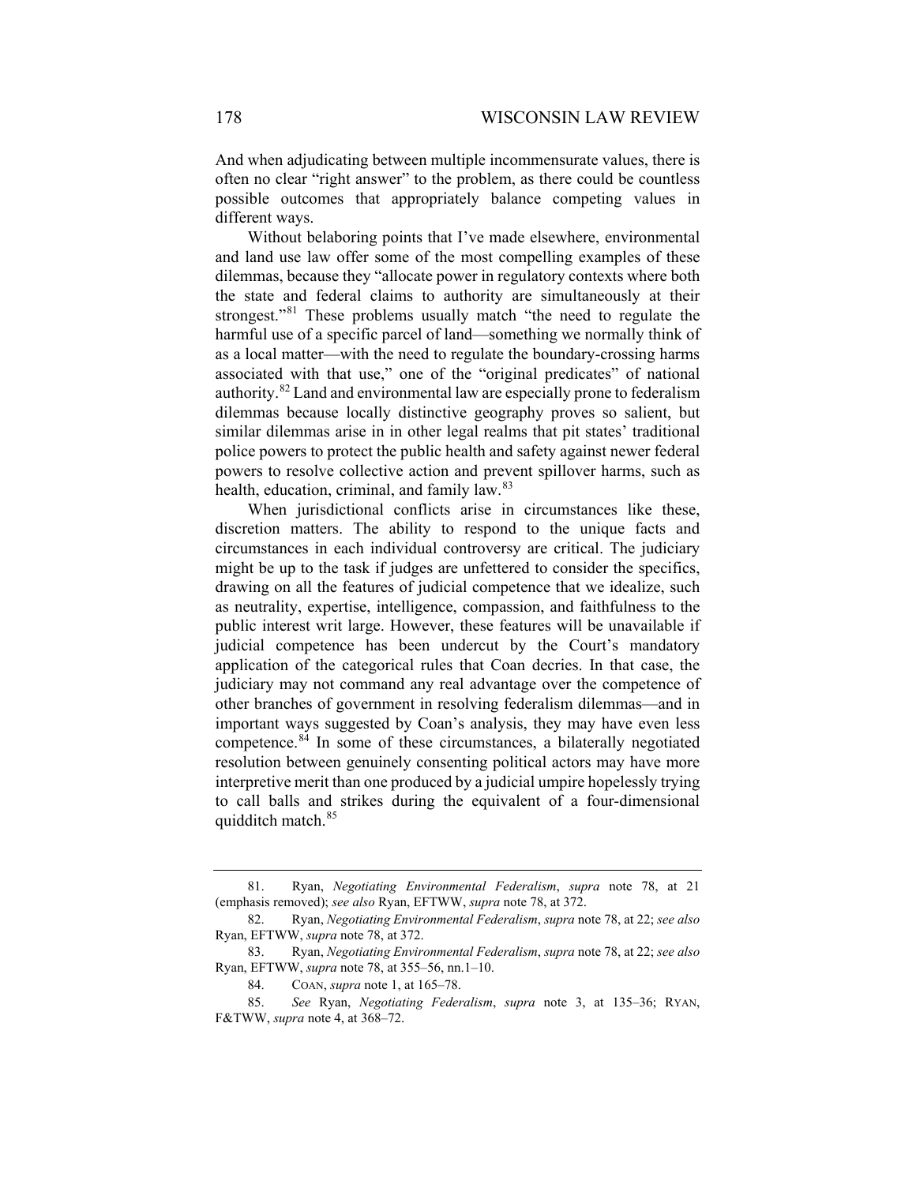And when adjudicating between multiple incommensurate values, there is often no clear "right answer" to the problem, as there could be countless possible outcomes that appropriately balance competing values in different ways.

Without belaboring points that I've made elsewhere, environmental and land use law offer some of the most compelling examples of these dilemmas, because they "allocate power in regulatory contexts where both the state and federal claims to authority are simultaneously at their strongest."[81] These problems usually match "the need to regulate the harmful use of a specific parcel of land—something we normally think of as a local matter—with the need to regulate the boundary-crossing harms associated with that use," one of the "original predicates" of national authority.[82] Land and environmental law are especially prone to federalism dilemmas because locally distinctive geography proves so salient, but similar dilemmas arise in in other legal realms that pit states' traditional police powers to protect the public health and safety against newer federal powers to resolve collective action and prevent spillover harms, such as health, education, criminal, and family law.[83]

When jurisdictional conflicts arise in circumstances like these, discretion matters. The ability to respond to the unique facts and circumstances in each individual controversy are critical. The judiciary might be up to the task if judges are unfettered to consider the specifics, drawing on all the features of judicial competence that we idealize, such as neutrality, expertise, intelligence, compassion, and faithfulness to the public interest writ large. However, these features will be unavailable if judicial competence has been undercut by the Court's mandatory application of the categorical rules that Coan decries. In that case, the judiciary may not command any real advantage over the competence of other branches of government in resolving federalism dilemmas—and in important ways suggested by Coan's analysis, they may have even less competence.[84] In some of these circumstances, a bilaterally negotiated resolution between genuinely consenting political actors may have more interpretive merit than one produced by a judicial umpire hopelessly trying to call balls and strikes during the equivalent of a four-dimensional quidditch match.[85]

---

81. Ryan, *Negotiating Environmental Federalism*, *supra* note 78, at 21 (emphasis removed); *see also* Ryan, EFTWW, *supra* note 78, at 372.

82. Ryan, *Negotiating Environmental Federalism*, *supra* note 78, at 22; *see also* Ryan, EFTWW, *supra* note 78, at 372.

83. Ryan, *Negotiating Environmental Federalism*, *supra* note 78, at 22; *see also* Ryan, EFTWW, *supra* note 78, at 355–56, nn.1–10.

84. COAN, *supra* note 1, at 165–78.

85. *See* Ryan, *Negotiating Federalism*, *supra* note 3, at 135–36; RYAN, F&TWW, *supra* note 4, at 368–72.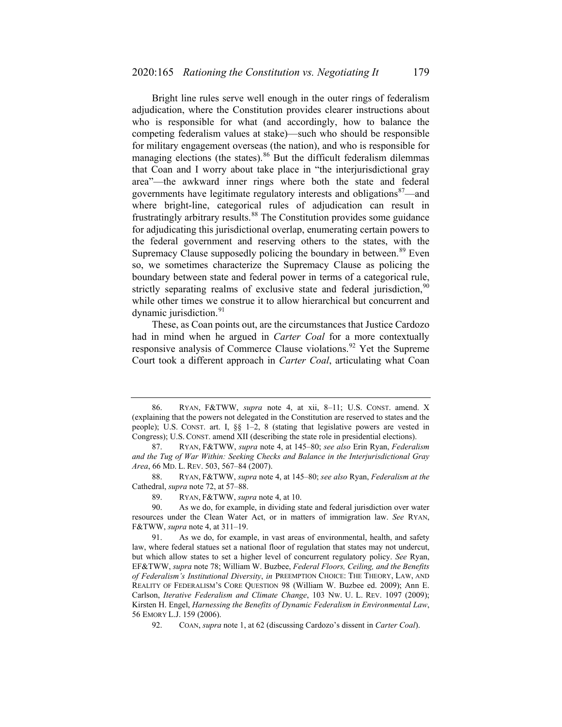Bright line rules serve well enough in the outer rings of federalism adjudication, where the Constitution provides clearer instructions about who is responsible for what (and accordingly, how to balance the competing federalism values at stake)—such who should be responsible for military engagement overseas (the nation), and who is responsible for managing elections (the states).[86] But the difficult federalism dilemmas that Coan and I worry about take place in "the interjurisdictional gray area"—the awkward inner rings where both the state and federal governments have legitimate regulatory interests and obligations[87]—and where bright-line, categorical rules of adjudication can result in frustratingly arbitrary results.[88] The Constitution provides some guidance for adjudicating this jurisdictional overlap, enumerating certain powers to the federal government and reserving others to the states, with the Supremacy Clause supposedly policing the boundary in between.[89] Even so, we sometimes characterize the Supremacy Clause as policing the boundary between state and federal power in terms of a categorical rule, strictly separating realms of exclusive state and federal jurisdiction,[90] while other times we construe it to allow hierarchical but concurrent and dynamic jurisdiction.[91]

These, as Coan points out, are the circumstances that Justice Cardozo had in mind when he argued in *Carter Coal* for a more contextually responsive analysis of Commerce Clause violations.[92] Yet the Supreme Court took a different approach in *Carter Coal*, articulating what Coan

---

86. RYAN, F&TWW, *supra* note 4, at xii, 8–11; U.S. CONST. amend. X (explaining that the powers not delegated in the Constitution are reserved to states and the people); U.S. CONST. art. I, §§ 1–2, 8 (stating that legislative powers are vested in Congress); U.S. CONST. amend XII (describing the state role in presidential elections).

87. RYAN, F&TWW, *supra* note 4, at 145–80; *see also* Erin Ryan, *Federalism and the Tug of War Within: Seeking Checks and Balance in the Interjurisdictional Gray Area*, 66 MD. L. REV. 503, 567–84 (2007).

88. RYAN, F&TWW, *supra* note 4, at 145–80; *see also* Ryan, *Federalism at the* Cathedral, *supra* note 72, at 57–88.

89. RYAN, F&TWW, *supra* note 4, at 10.

90. As we do, for example, in dividing state and federal jurisdiction over water resources under the Clean Water Act, or in matters of immigration law. *See* RYAN, F&TWW, *supra* note 4, at 311–19.

91. As we do, for example, in vast areas of environmental, health, and safety law, where federal statues set a national floor of regulation that states may not undercut, but which allow states to set a higher level of concurrent regulatory policy. *See* Ryan, EF&TWW, *supra* note 78; William W. Buzbee, *Federal Floors, Ceiling, and the Benefits of Federalism's Institutional Diversity*, *in* PREEMPTION CHOICE: THE THEORY, LAW, AND REALITY OF FEDERALISM'S CORE QUESTION 98 (William W. Buzbee ed. 2009); Ann E. Carlson, *Iterative Federalism and Climate Change*, 103 NW. U. L. REV. 1097 (2009); Kirsten H. Engel, *Harnessing the Benefits of Dynamic Federalism in Environmental Law*, 56 EMORY L.J. 159 (2006).

92. COAN, *supra* note 1, at 62 (discussing Cardozo's dissent in *Carter Coal*).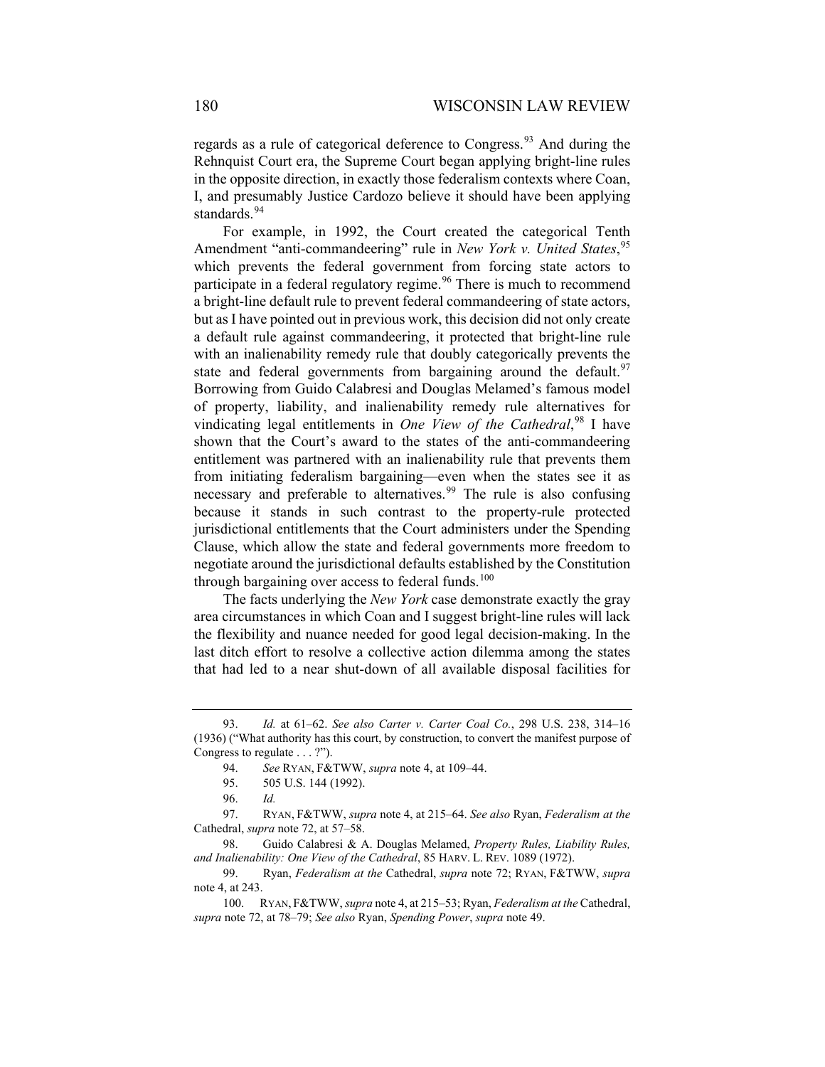regards as a rule of categorical deference to Congress.[93] And during the Rehnquist Court era, the Supreme Court began applying bright-line rules in the opposite direction, in exactly those federalism contexts where Coan, I, and presumably Justice Cardozo believe it should have been applying standards.[94]

For example, in 1992, the Court created the categorical Tenth Amendment "anti-commandeering" rule in *New York v. United States*,[95] which prevents the federal government from forcing state actors to participate in a federal regulatory regime.[96] There is much to recommend a bright-line default rule to prevent federal commandeering of state actors, but as I have pointed out in previous work, this decision did not only create a default rule against commandeering, it protected that bright-line rule with an inalienability remedy rule that doubly categorically prevents the state and federal governments from bargaining around the default.[97] Borrowing from Guido Calabresi and Douglas Melamed's famous model of property, liability, and inalienability remedy rule alternatives for vindicating legal entitlements in *One View of the Cathedral*,[98] I have shown that the Court's award to the states of the anti-commandeering entitlement was partnered with an inalienability rule that prevents them from initiating federalism bargaining—even when the states see it as necessary and preferable to alternatives.[99] The rule is also confusing because it stands in such contrast to the property-rule protected jurisdictional entitlements that the Court administers under the Spending Clause, which allow the state and federal governments more freedom to negotiate around the jurisdictional defaults established by the Constitution through bargaining over access to federal funds.[100]

The facts underlying the *New York* case demonstrate exactly the gray area circumstances in which Coan and I suggest bright-line rules will lack the flexibility and nuance needed for good legal decision-making. In the last ditch effort to resolve a collective action dilemma among the states that had led to a near shut-down of all available disposal facilities for

---

93. *Id.* at 61–62. *See also Carter v. Carter Coal Co.*, 298 U.S. 238, 314–16 (1936) ("What authority has this court, by construction, to convert the manifest purpose of Congress to regulate . . . ?").

94. *See* RYAN, F&TWW, *supra* note 4, at 109–44.

95. 505 U.S. 144 (1992).

96. *Id.*

97. RYAN, F&TWW, *supra* note 4, at 215–64. *See also* Ryan, *Federalism at the* Cathedral, *supra* note 72, at 57–58.

98. Guido Calabresi & A. Douglas Melamed, *Property Rules, Liability Rules, and Inalienability: One View of the Cathedral*, 85 HARV. L. REV. 1089 (1972).

99. Ryan, *Federalism at the* Cathedral, *supra* note 72; RYAN, F&TWW, *supra* note 4, at 243.

100. RYAN, F&TWW, *supra* note 4, at 215–53; Ryan, *Federalism at the* Cathedral, *supra* note 72, at 78–79; *See also* Ryan, *Spending Power*, *supra* note 49.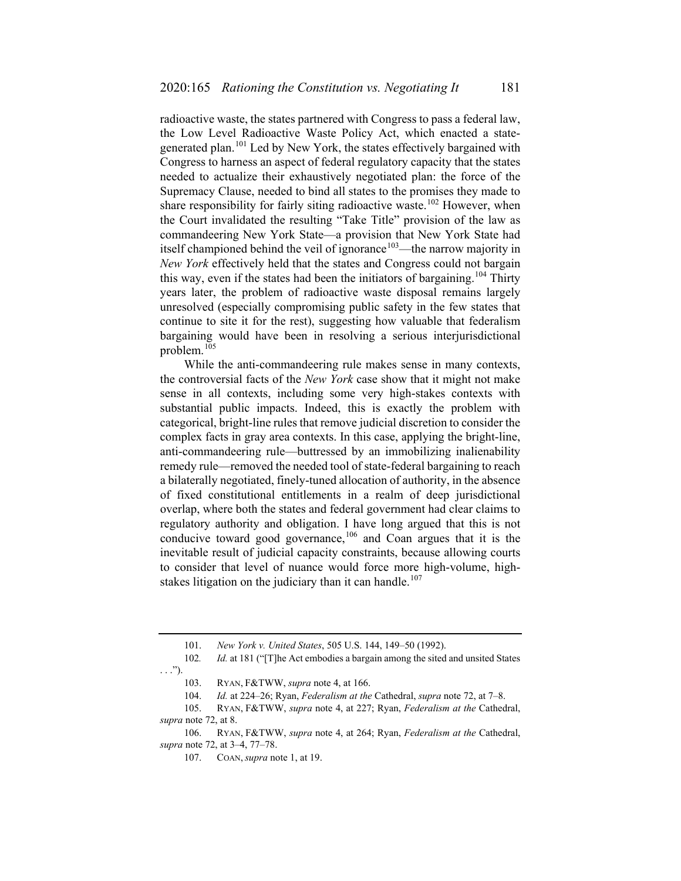radioactive waste, the states partnered with Congress to pass a federal law, the Low Level Radioactive Waste Policy Act, which enacted a state-generated plan.[101] Led by New York, the states effectively bargained with Congress to harness an aspect of federal regulatory capacity that the states needed to actualize their exhaustively negotiated plan: the force of the Supremacy Clause, needed to bind all states to the promises they made to share responsibility for fairly siting radioactive waste.[102] However, when the Court invalidated the resulting "Take Title" provision of the law as commandeering New York State—a provision that New York State had itself championed behind the veil of ignorance[103]—the narrow majority in *New York* effectively held that the states and Congress could not bargain this way, even if the states had been the initiators of bargaining.[104] Thirty years later, the problem of radioactive waste disposal remains largely unresolved (especially compromising public safety in the few states that continue to site it for the rest), suggesting how valuable that federalism bargaining would have been in resolving a serious interjurisdictional problem.[105]

While the anti-commandeering rule makes sense in many contexts, the controversial facts of the *New York* case show that it might not make sense in all contexts, including some very high-stakes contexts with substantial public impacts. Indeed, this is exactly the problem with categorical, bright-line rules that remove judicial discretion to consider the complex facts in gray area contexts. In this case, applying the bright-line, anti-commandeering rule—buttressed by an immobilizing inalienability remedy rule—removed the needed tool of state-federal bargaining to reach a bilaterally negotiated, finely-tuned allocation of authority, in the absence of fixed constitutional entitlements in a realm of deep jurisdictional overlap, where both the states and federal government had clear claims to regulatory authority and obligation. I have long argued that this is not conducive toward good governance,[106] and Coan argues that it is the inevitable result of judicial capacity constraints, because allowing courts to consider that level of nuance would force more high-volume, high-stakes litigation on the judiciary than it can handle.[107]

---

101. *New York v. United States*, 505 U.S. 144, 149–50 (1992).

102. *Id.* at 181 ("[T]he Act embodies a bargain among the sited and unsited States . . .").

103. RYAN, F&TWW, *supra* note 4, at 166.

104. *Id.* at 224–26; Ryan, *Federalism at the* Cathedral, *supra* note 72, at 7–8.

105. RYAN, F&TWW, *supra* note 4, at 227; Ryan, *Federalism at the* Cathedral, *supra* note 72, at 8.

106. RYAN, F&TWW, *supra* note 4, at 264; Ryan, *Federalism at the* Cathedral, *supra* note 72, at 3–4, 77–78.

107. COAN, *supra* note 1, at 19.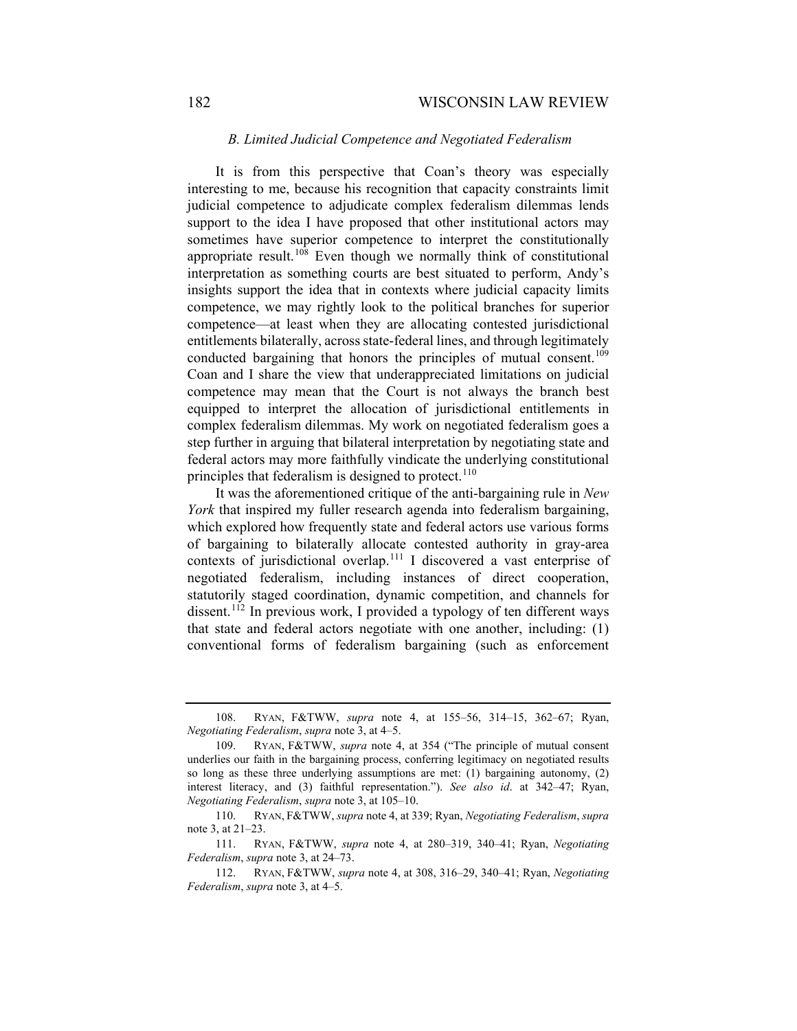### *B. Limited Judicial Competence and Negotiated Federalism*

It is from this perspective that Coan's theory was especially interesting to me, because his recognition that capacity constraints limit judicial competence to adjudicate complex federalism dilemmas lends support to the idea I have proposed that other institutional actors may sometimes have superior competence to interpret the constitutionally appropriate result.[108] Even though we normally think of constitutional interpretation as something courts are best situated to perform, Andy's insights support the idea that in contexts where judicial capacity limits competence, we may rightly look to the political branches for superior competence—at least when they are allocating contested jurisdictional entitlements bilaterally, across state-federal lines, and through legitimately conducted bargaining that honors the principles of mutual consent.[109] Coan and I share the view that underappreciated limitations on judicial competence may mean that the Court is not always the branch best equipped to interpret the allocation of jurisdictional entitlements in complex federalism dilemmas. My work on negotiated federalism goes a step further in arguing that bilateral interpretation by negotiating state and federal actors may more faithfully vindicate the underlying constitutional principles that federalism is designed to protect.[110]

It was the aforementioned critique of the anti-bargaining rule in *New York* that inspired my fuller research agenda into federalism bargaining, which explored how frequently state and federal actors use various forms of bargaining to bilaterally allocate contested authority in gray-area contexts of jurisdictional overlap.[111] I discovered a vast enterprise of negotiated federalism, including instances of direct cooperation, statutorily staged coordination, dynamic competition, and channels for dissent.[112] In previous work, I provided a typology of ten different ways that state and federal actors negotiate with one another, including: (1) conventional forms of federalism bargaining (such as enforcement

---

108. RYAN, F&TWW, *supra* note 4, at 155–56, 314–15, 362–67; Ryan, *Negotiating Federalism*, *supra* note 3, at 4–5.

109. RYAN, F&TWW, *supra* note 4, at 354 ("The principle of mutual consent underlies our faith in the bargaining process, conferring legitimacy on negotiated results so long as these three underlying assumptions are met: (1) bargaining autonomy, (2) interest literacy, and (3) faithful representation."). *See also id*. at 342–47; Ryan, *Negotiating Federalism*, *supra* note 3, at 105–10.

110. RYAN, F&TWW, *supra* note 4, at 339; Ryan, *Negotiating Federalism*, *supra* note 3, at 21–23.

111. RYAN, F&TWW, *supra* note 4, at 280–319, 340–41; Ryan, *Negotiating Federalism*, *supra* note 3, at 24–73.

112. RYAN, F&TWW, *supra* note 4, at 308, 316–29, 340–41; Ryan, *Negotiating Federalism*, *supra* note 3, at 4–5.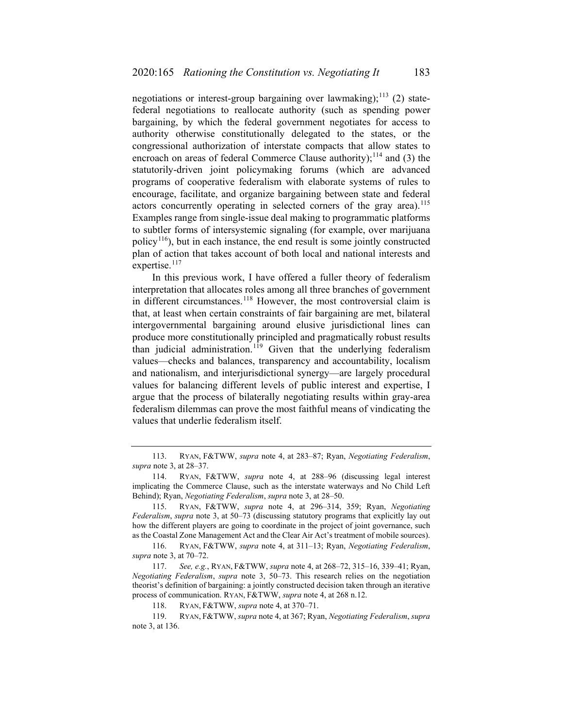negotiations or interest-group bargaining over lawmaking);[113] (2) state-federal negotiations to reallocate authority (such as spending power bargaining, by which the federal government negotiates for access to authority otherwise constitutionally delegated to the states, or the congressional authorization of interstate compacts that allow states to encroach on areas of federal Commerce Clause authority);[114] and (3) the statutorily-driven joint policymaking forums (which are advanced programs of cooperative federalism with elaborate systems of rules to encourage, facilitate, and organize bargaining between state and federal actors concurrently operating in selected corners of the gray area).[115] Examples range from single-issue deal making to programmatic platforms to subtler forms of intersystemic signaling (for example, over marijuana policy[116]), but in each instance, the end result is some jointly constructed plan of action that takes account of both local and national interests and expertise.[117]

In this previous work, I have offered a fuller theory of federalism interpretation that allocates roles among all three branches of government in different circumstances.[118] However, the most controversial claim is that, at least when certain constraints of fair bargaining are met, bilateral intergovernmental bargaining around elusive jurisdictional lines can produce more constitutionally principled and pragmatically robust results than judicial administration.[119] Given that the underlying federalism values—checks and balances, transparency and accountability, localism and nationalism, and interjurisdictional synergy—are largely procedural values for balancing different levels of public interest and expertise, I argue that the process of bilaterally negotiating results within gray-area federalism dilemmas can prove the most faithful means of vindicating the values that underlie federalism itself.

---

113. RYAN, F&TWW, *supra* note 4, at 283–87; Ryan, *Negotiating Federalism*, *supra* note 3, at 28–37.

114. RYAN, F&TWW, *supra* note 4, at 288–96 (discussing legal interest implicating the Commerce Clause, such as the interstate waterways and No Child Left Behind); Ryan, *Negotiating Federalism*, *supra* note 3, at 28–50.

115. RYAN, F&TWW, *supra* note 4, at 296–314, 359; Ryan, *Negotiating Federalism*, *supra* note 3, at 50–73 (discussing statutory programs that explicitly lay out how the different players are going to coordinate in the project of joint governance, such as the Coastal Zone Management Act and the Clear Air Act's treatment of mobile sources).

116. RYAN, F&TWW, *supra* note 4, at 311–13; Ryan, *Negotiating Federalism*, *supra* note 3, at 70–72.

117. *See, e.g.*, RYAN, F&TWW, *supra* note 4, at 268–72, 315–16, 339–41; Ryan, *Negotiating Federalism*, *supra* note 3, 50–73. This research relies on the negotiation theorist's definition of bargaining: a jointly constructed decision taken through an iterative process of communication. RYAN, F&TWW, *supra* note 4, at 268 n.12.

118. RYAN, F&TWW, *supra* note 4, at 370–71.

119. RYAN, F&TWW, *supra* note 4, at 367; Ryan, *Negotiating Federalism*, *supra* note 3, at 136.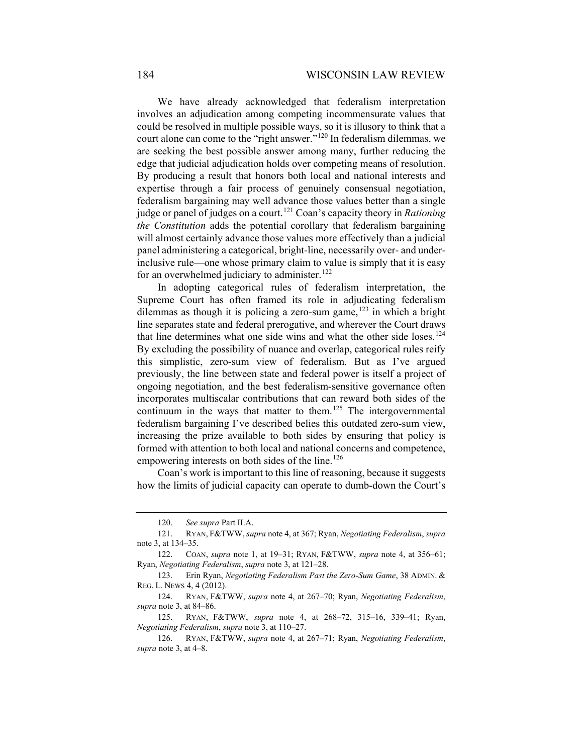We have already acknowledged that federalism interpretation involves an adjudication among competing incommensurate values that could be resolved in multiple possible ways, so it is illusory to think that a court alone can come to the "right answer."[120] In federalism dilemmas, we are seeking the best possible answer among many, further reducing the edge that judicial adjudication holds over competing means of resolution. By producing a result that honors both local and national interests and expertise through a fair process of genuinely consensual negotiation, federalism bargaining may well advance those values better than a single judge or panel of judges on a court.[121] Coan's capacity theory in *Rationing the Constitution* adds the potential corollary that federalism bargaining will almost certainly advance those values more effectively than a judicial panel administering a categorical, bright-line, necessarily over- and under-inclusive rule—one whose primary claim to value is simply that it is easy for an overwhelmed judiciary to administer.[122]

In adopting categorical rules of federalism interpretation, the Supreme Court has often framed its role in adjudicating federalism dilemmas as though it is policing a zero-sum game,[123] in which a bright line separates state and federal prerogative, and wherever the Court draws that line determines what one side wins and what the other side loses.[124] By excluding the possibility of nuance and overlap, categorical rules reify this simplistic, zero-sum view of federalism. But as I've argued previously, the line between state and federal power is itself a project of ongoing negotiation, and the best federalism-sensitive governance often incorporates multiscalar contributions that can reward both sides of the continuum in the ways that matter to them.[125] The intergovernmental federalism bargaining I've described belies this outdated zero-sum view, increasing the prize available to both sides by ensuring that policy is formed with attention to both local and national concerns and competence, empowering interests on both sides of the line.[126]

Coan's work is important to this line of reasoning, because it suggests how the limits of judicial capacity can operate to dumb-down the Court's

---

120. *See supra* Part II.A.

121. RYAN, F&TWW, *supra* note 4, at 367; Ryan, *Negotiating Federalism*, *supra* note 3, at 134–35.

122. COAN, *supra* note 1, at 19–31; RYAN, F&TWW, *supra* note 4, at 356–61; Ryan, *Negotiating Federalism*, *supra* note 3, at 121–28.

123. Erin Ryan, *Negotiating Federalism Past the Zero-Sum Game*, 38 ADMIN. & REG. L. NEWS 4, 4 (2012).

124. RYAN, F&TWW, *supra* note 4, at 267–70; Ryan, *Negotiating Federalism*, *supra* note 3, at 84–86.

125. RYAN, F&TWW, *supra* note 4, at 268–72, 315–16, 339–41; Ryan, *Negotiating Federalism*, *supra* note 3, at 110–27.

126. RYAN, F&TWW, *supra* note 4, at 267–71; Ryan, *Negotiating Federalism*, *supra* note 3, at 4–8.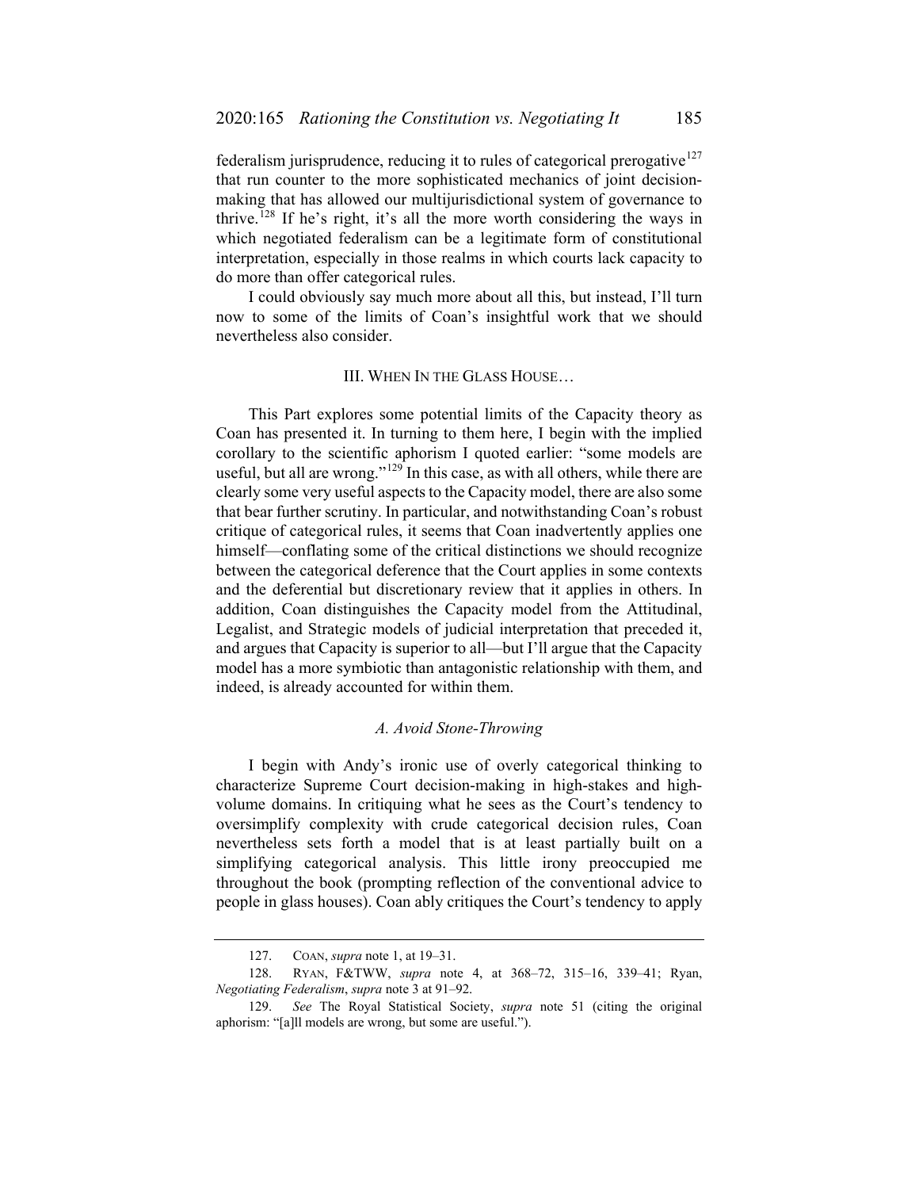federalism jurisprudence, reducing it to rules of categorical prerogative[127] that run counter to the more sophisticated mechanics of joint decision-making that has allowed our multijurisdictional system of governance to thrive.[128] If he's right, it's all the more worth considering the ways in which negotiated federalism can be a legitimate form of constitutional interpretation, especially in those realms in which courts lack capacity to do more than offer categorical rules.

I could obviously say much more about all this, but instead, I'll turn now to some of the limits of Coan's insightful work that we should nevertheless also consider.

## III. When In the Glass House…

This Part explores some potential limits of the Capacity theory as Coan has presented it. In turning to them here, I begin with the implied corollary to the scientific aphorism I quoted earlier: "some models are useful, but all are wrong."[129] In this case, as with all others, while there are clearly some very useful aspects to the Capacity model, there are also some that bear further scrutiny. In particular, and notwithstanding Coan's robust critique of categorical rules, it seems that Coan inadvertently applies one himself—conflating some of the critical distinctions we should recognize between the categorical deference that the Court applies in some contexts and the deferential but discretionary review that it applies in others. In addition, Coan distinguishes the Capacity model from the Attitudinal, Legalist, and Strategic models of judicial interpretation that preceded it, and argues that Capacity is superior to all—but I'll argue that the Capacity model has a more symbiotic than antagonistic relationship with them, and indeed, is already accounted for within them.

### *A. Avoid Stone-Throwing*

I begin with Andy's ironic use of overly categorical thinking to characterize Supreme Court decision-making in high-stakes and high-volume domains. In critiquing what he sees as the Court's tendency to oversimplify complexity with crude categorical decision rules, Coan nevertheless sets forth a model that is at least partially built on a simplifying categorical analysis. This little irony preoccupied me throughout the book (prompting reflection of the conventional advice to people in glass houses). Coan ably critiques the Court's tendency to apply

---

127. Coan, *supra* note 1, at 19–31.

128. Ryan, F&TWW, *supra* note 4, at 368–72, 315–16, 339–41; Ryan, *Negotiating Federalism*, *supra* note 3 at 91–92.

129. *See* The Royal Statistical Society, *supra* note 51 (citing the original aphorism: "[a]ll models are wrong, but some are useful.").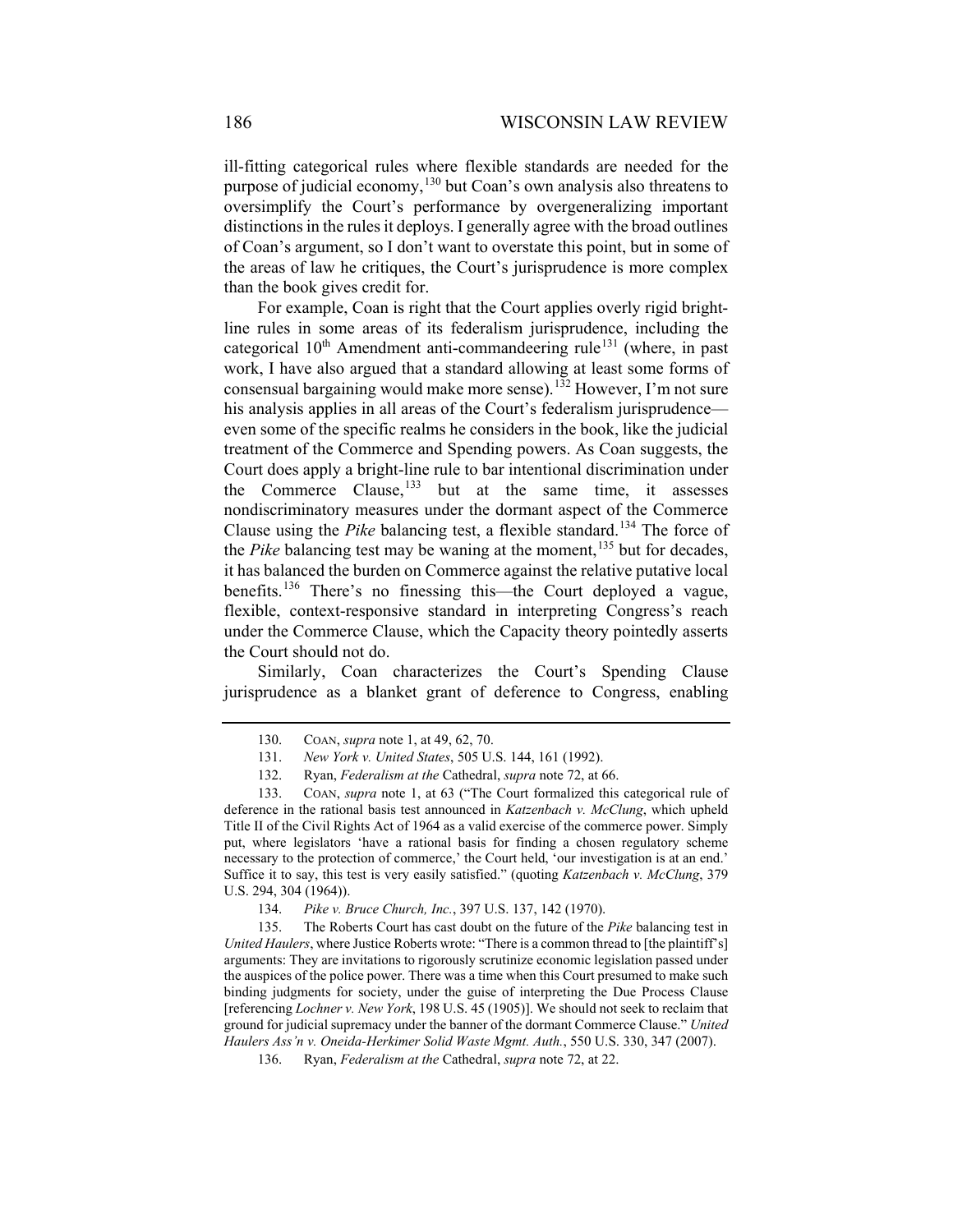ill-fitting categorical rules where flexible standards are needed for the purpose of judicial economy,[130] but Coan's own analysis also threatens to oversimplify the Court's performance by overgeneralizing important distinctions in the rules it deploys. I generally agree with the broad outlines of Coan's argument, so I don't want to overstate this point, but in some of the areas of law he critiques, the Court's jurisprudence is more complex than the book gives credit for.

For example, Coan is right that the Court applies overly rigid bright-line rules in some areas of its federalism jurisprudence, including the categorical 10th Amendment anti-commandeering rule[131] (where, in past work, I have also argued that a standard allowing at least some forms of consensual bargaining would make more sense).[132] However, I'm not sure his analysis applies in all areas of the Court's federalism jurisprudence—even some of the specific realms he considers in the book, like the judicial treatment of the Commerce and Spending powers. As Coan suggests, the Court does apply a bright-line rule to bar intentional discrimination under the Commerce Clause,[133] but at the same time, it assesses nondiscriminatory measures under the dormant aspect of the Commerce Clause using the *Pike* balancing test, a flexible standard.[134] The force of the *Pike* balancing test may be waning at the moment,[135] but for decades, it has balanced the burden on Commerce against the relative putative local benefits.[136] There's no finessing this—the Court deployed a vague, flexible, context-responsive standard in interpreting Congress's reach under the Commerce Clause, which the Capacity theory pointedly asserts the Court should not do.

Similarly, Coan characterizes the Court's Spending Clause jurisprudence as a blanket grant of deference to Congress, enabling

---

130. COAN, *supra* note 1, at 49, 62, 70.

131. *New York v. United States*, 505 U.S. 144, 161 (1992).

132. Ryan, *Federalism at the* Cathedral, *supra* note 72, at 66.

133. COAN, *supra* note 1, at 63 ("The Court formalized this categorical rule of deference in the rational basis test announced in *Katzenbach v. McClung*, which upheld Title II of the Civil Rights Act of 1964 as a valid exercise of the commerce power. Simply put, where legislators 'have a rational basis for finding a chosen regulatory scheme necessary to the protection of commerce,' the Court held, 'our investigation is at an end.' Suffice it to say, this test is very easily satisfied." (quoting *Katzenbach v. McClung*, 379 U.S. 294, 304 (1964)).

134. *Pike v. Bruce Church, Inc.*, 397 U.S. 137, 142 (1970).

135. The Roberts Court has cast doubt on the future of the *Pike* balancing test in *United Haulers*, where Justice Roberts wrote: "There is a common thread to [the plaintiff's] arguments: They are invitations to rigorously scrutinize economic legislation passed under the auspices of the police power. There was a time when this Court presumed to make such binding judgments for society, under the guise of interpreting the Due Process Clause [referencing *Lochner v. New York*, 198 U.S. 45 (1905)]. We should not seek to reclaim that ground for judicial supremacy under the banner of the dormant Commerce Clause." *United Haulers Ass'n v. Oneida-Herkimer Solid Waste Mgmt. Auth.*, 550 U.S. 330, 347 (2007).

136. Ryan, *Federalism at the* Cathedral, *supra* note 72, at 22.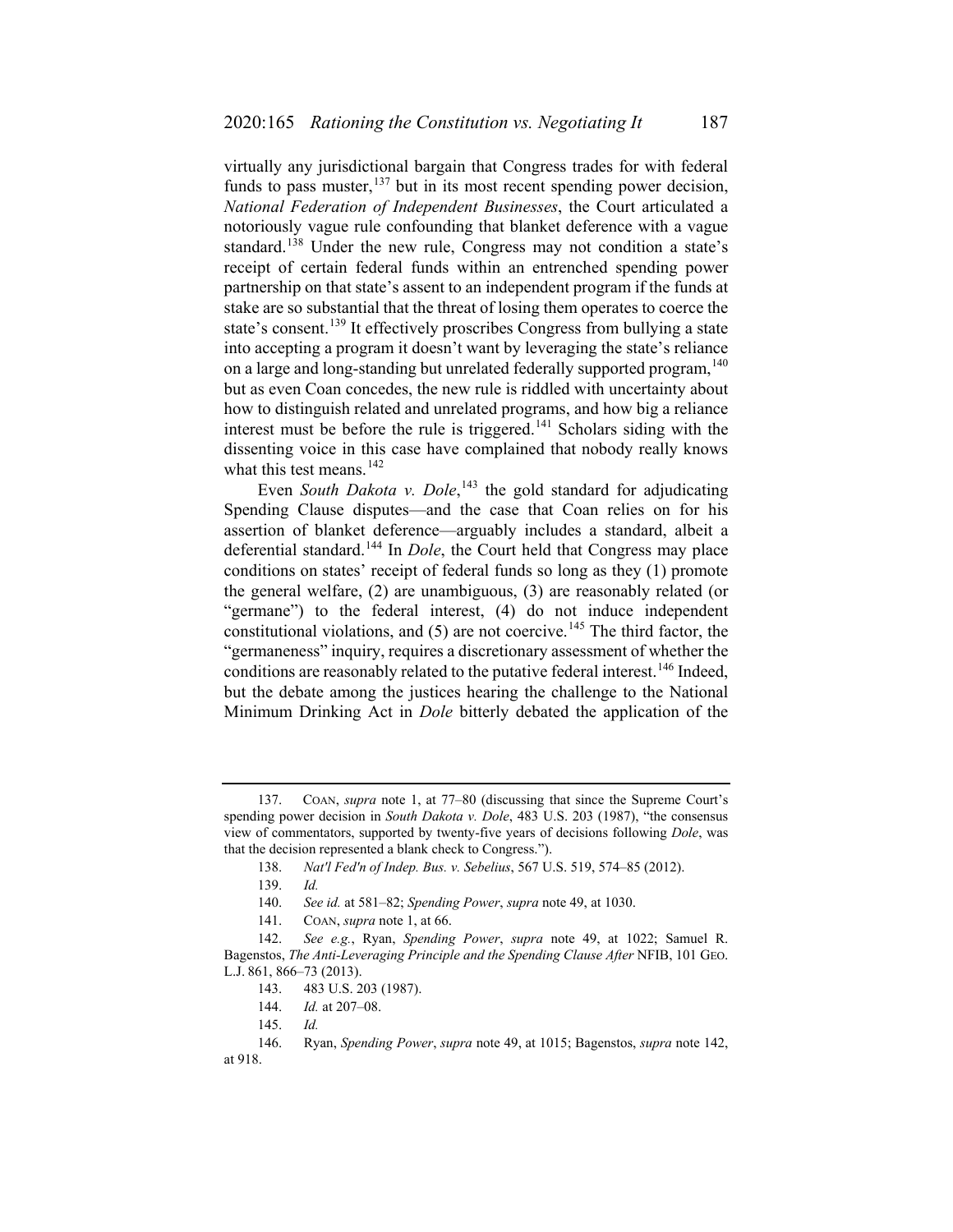virtually any jurisdictional bargain that Congress trades for with federal funds to pass muster,[137] but in its most recent spending power decision, *National Federation of Independent Businesses*, the Court articulated a notoriously vague rule confounding that blanket deference with a vague standard.[138] Under the new rule, Congress may not condition a state's receipt of certain federal funds within an entrenched spending power partnership on that state's assent to an independent program if the funds at stake are so substantial that the threat of losing them operates to coerce the state's consent.[139] It effectively proscribes Congress from bullying a state into accepting a program it doesn't want by leveraging the state's reliance on a large and long-standing but unrelated federally supported program,[140] but as even Coan concedes, the new rule is riddled with uncertainty about how to distinguish related and unrelated programs, and how big a reliance interest must be before the rule is triggered.[141] Scholars siding with the dissenting voice in this case have complained that nobody really knows what this test means.[142]

Even *South Dakota v. Dole*,[143] the gold standard for adjudicating Spending Clause disputes—and the case that Coan relies on for his assertion of blanket deference—arguably includes a standard, albeit a deferential standard.[144] In *Dole*, the Court held that Congress may place conditions on states' receipt of federal funds so long as they (1) promote the general welfare, (2) are unambiguous, (3) are reasonably related (or "germane") to the federal interest, (4) do not induce independent constitutional violations, and (5) are not coercive.[145] The third factor, the "germaneness" inquiry, requires a discretionary assessment of whether the conditions are reasonably related to the putative federal interest.[146] Indeed, but the debate among the justices hearing the challenge to the National Minimum Drinking Act in *Dole* bitterly debated the application of the

---

137. COAN, *supra* note 1, at 77–80 (discussing that since the Supreme Court's spending power decision in *South Dakota v. Dole*, 483 U.S. 203 (1987), "the consensus view of commentators, supported by twenty-five years of decisions following *Dole*, was that the decision represented a blank check to Congress.").

138. *Nat'l Fed'n of Indep. Bus. v. Sebelius*, 567 U.S. 519, 574–85 (2012).

139. *Id.*

140. *See id.* at 581–82; *Spending Power*, *supra* note 49, at 1030.

141. COAN, *supra* note 1, at 66.

142. *See e.g.*, Ryan, *Spending Power*, *supra* note 49, at 1022; Samuel R. Bagenstos, *The Anti-Leveraging Principle and the Spending Clause After* NFIB, 101 GEO. L.J. 861, 866–73 (2013).

143. 483 U.S. 203 (1987).

144. *Id.* at 207–08.

145. *Id.*

146. Ryan, *Spending Power*, *supra* note 49, at 1015; Bagenstos, *supra* note 142, at 918.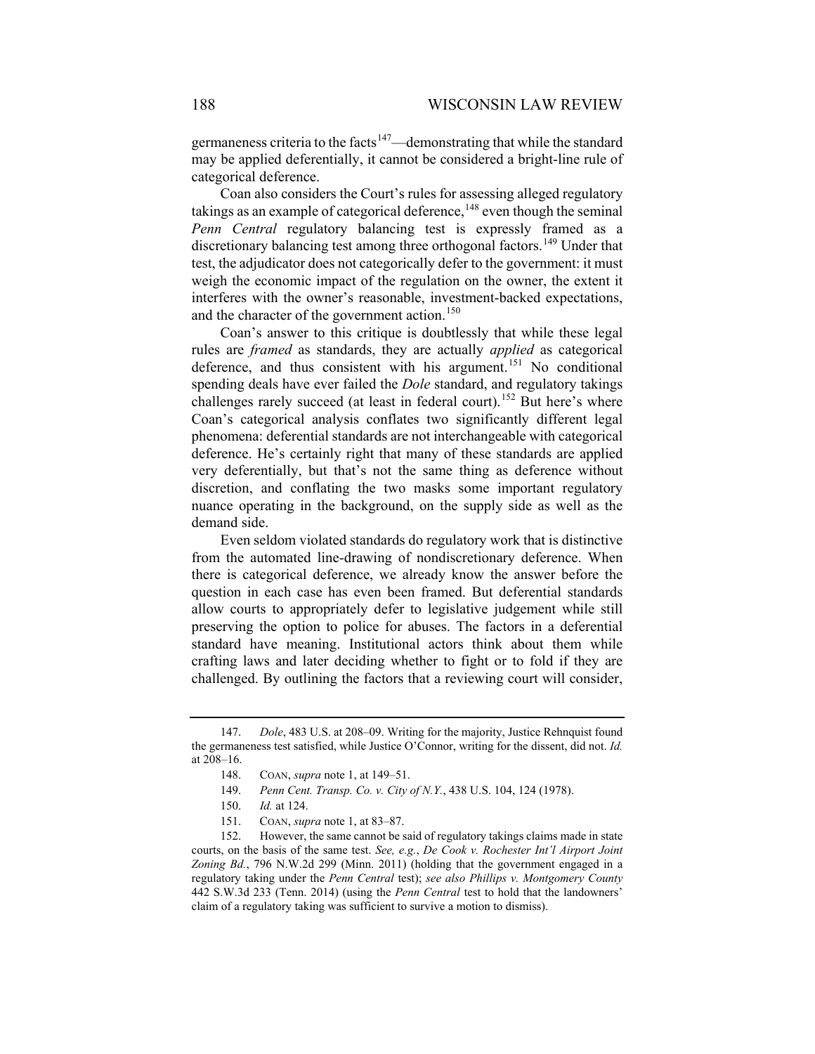germaneness criteria to the facts[147]—demonstrating that while the standard may be applied deferentially, it cannot be considered a bright-line rule of categorical deference.

Coan also considers the Court's rules for assessing alleged regulatory takings as an example of categorical deference,[148] even though the seminal *Penn Central* regulatory balancing test is expressly framed as a discretionary balancing test among three orthogonal factors.[149] Under that test, the adjudicator does not categorically defer to the government: it must weigh the economic impact of the regulation on the owner, the extent it interferes with the owner's reasonable, investment-backed expectations, and the character of the government action.[150]

Coan's answer to this critique is doubtlessly that while these legal rules are *framed* as standards, they are actually *applied* as categorical deference, and thus consistent with his argument.[151] No conditional spending deals have ever failed the *Dole* standard, and regulatory takings challenges rarely succeed (at least in federal court).[152] But here's where Coan's categorical analysis conflates two significantly different legal phenomena: deferential standards are not interchangeable with categorical deference. He's certainly right that many of these standards are applied very deferentially, but that's not the same thing as deference without discretion, and conflating the two masks some important regulatory nuance operating in the background, on the supply side as well as the demand side.

Even seldom violated standards do regulatory work that is distinctive from the automated line-drawing of nondiscretionary deference. When there is categorical deference, we already know the answer before the question in each case has even been framed. But deferential standards allow courts to appropriately defer to legislative judgement while still preserving the option to police for abuses. The factors in a deferential standard have meaning. Institutional actors think about them while crafting laws and later deciding whether to fight or to fold if they are challenged. By outlining the factors that a reviewing court will consider,

---

147. *Dole*, 483 U.S. at 208–09. Writing for the majority, Justice Rehnquist found the germaneness test satisfied, while Justice O'Connor, writing for the dissent, did not. *Id.* at 208–16.

148. COAN, *supra* note 1, at 149–51.

149. *Penn Cent. Transp. Co. v. City of N.Y.*, 438 U.S. 104, 124 (1978).

150. *Id.* at 124.

151. COAN, *supra* note 1, at 83–87.

152. However, the same cannot be said of regulatory takings claims made in state courts, on the basis of the same test. *See, e.g.*, *De Cook v. Rochester Int'l Airport Joint Zoning Bd.*, 796 N.W.2d 299 (Minn. 2011) (holding that the government engaged in a regulatory taking under the *Penn Central* test); *see also Phillips v. Montgomery County* 442 S.W.3d 233 (Tenn. 2014) (using the *Penn Central* test to hold that the landowners' claim of a regulatory taking was sufficient to survive a motion to dismiss).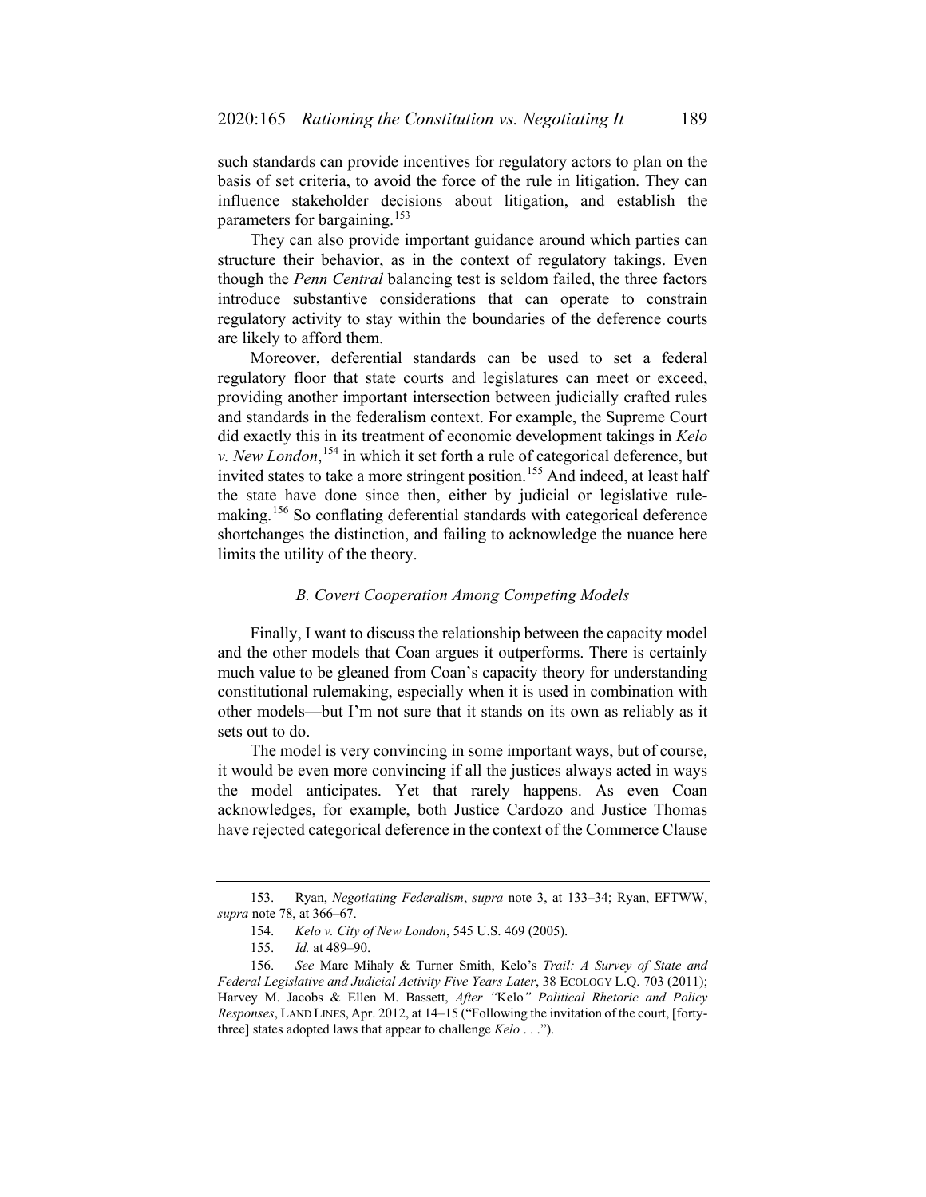such standards can provide incentives for regulatory actors to plan on the basis of set criteria, to avoid the force of the rule in litigation. They can influence stakeholder decisions about litigation, and establish the parameters for bargaining.[153]

They can also provide important guidance around which parties can structure their behavior, as in the context of regulatory takings. Even though the *Penn Central* balancing test is seldom failed, the three factors introduce substantive considerations that can operate to constrain regulatory activity to stay within the boundaries of the deference courts are likely to afford them.

Moreover, deferential standards can be used to set a federal regulatory floor that state courts and legislatures can meet or exceed, providing another important intersection between judicially crafted rules and standards in the federalism context. For example, the Supreme Court did exactly this in its treatment of economic development takings in *Kelo v. New London*,[154] in which it set forth a rule of categorical deference, but invited states to take a more stringent position.[155] And indeed, at least half the state have done since then, either by judicial or legislative rule-making.[156] So conflating deferential standards with categorical deference shortchanges the distinction, and failing to acknowledge the nuance here limits the utility of the theory.

### *B. Covert Cooperation Among Competing Models*

Finally, I want to discuss the relationship between the capacity model and the other models that Coan argues it outperforms. There is certainly much value to be gleaned from Coan's capacity theory for understanding constitutional rulemaking, especially when it is used in combination with other models—but I'm not sure that it stands on its own as reliably as it sets out to do.

The model is very convincing in some important ways, but of course, it would be even more convincing if all the justices always acted in ways the model anticipates. Yet that rarely happens. As even Coan acknowledges, for example, both Justice Cardozo and Justice Thomas have rejected categorical deference in the context of the Commerce Clause

---

153. Ryan, *Negotiating Federalism*, *supra* note 3, at 133–34; Ryan, EFTWW, *supra* note 78, at 366–67.

154. *Kelo v. City of New London*, 545 U.S. 469 (2005).

155. *Id.* at 489–90.

156. *See* Marc Mihaly & Turner Smith, Kelo's *Trail: A Survey of State and Federal Legislative and Judicial Activity Five Years Later*, 38 ECOLOGY L.Q. 703 (2011); Harvey M. Jacobs & Ellen M. Bassett, *After "*Kelo*" Political Rhetoric and Policy Responses*, LAND LINES, Apr. 2012, at 14–15 ("Following the invitation of the court, [forty-three] states adopted laws that appear to challenge *Kelo* . . .").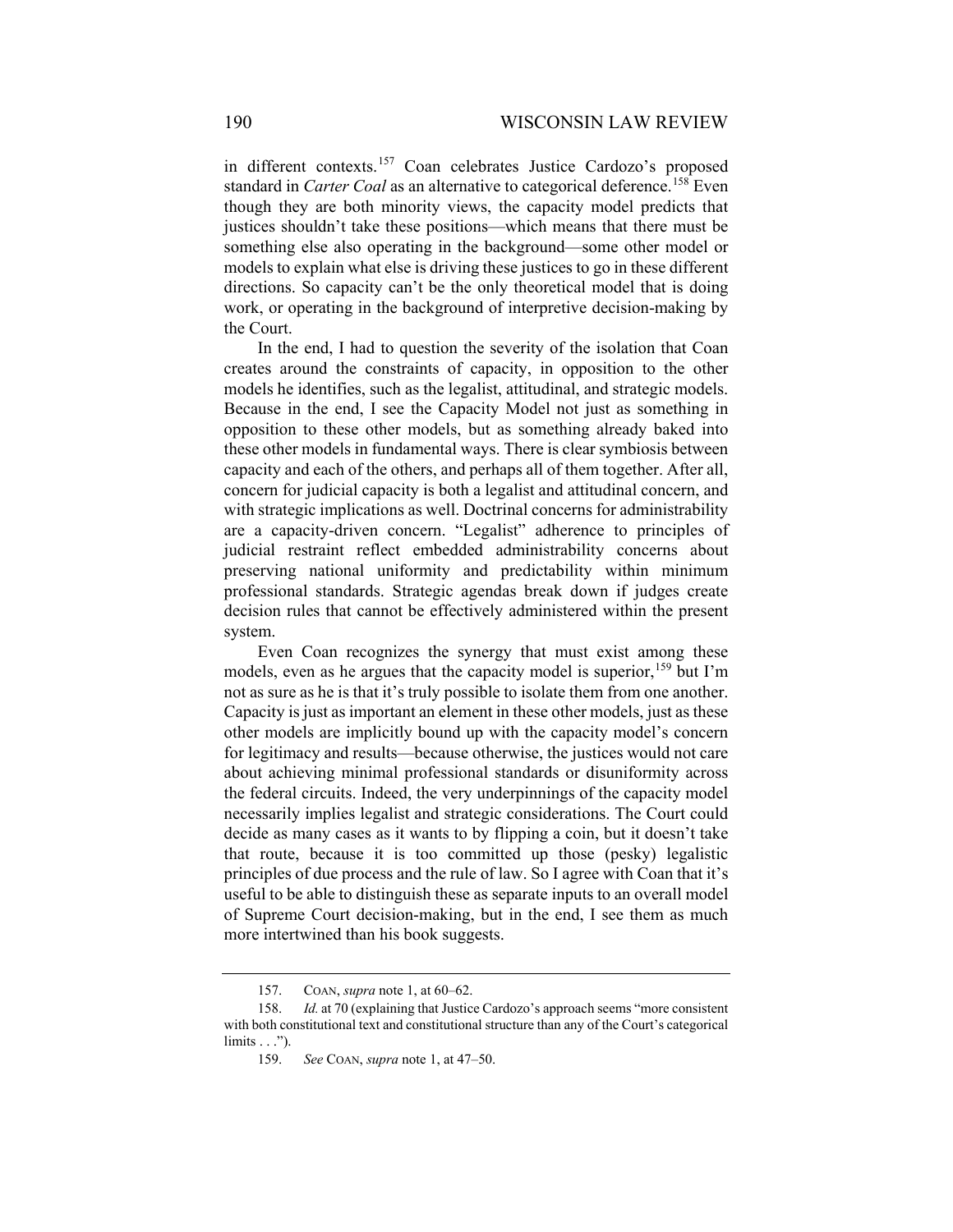in different contexts.[157] Coan celebrates Justice Cardozo's proposed standard in *Carter Coal* as an alternative to categorical deference.[158] Even though they are both minority views, the capacity model predicts that justices shouldn't take these positions—which means that there must be something else also operating in the background—some other model or models to explain what else is driving these justices to go in these different directions. So capacity can't be the only theoretical model that is doing work, or operating in the background of interpretive decision-making by the Court.

In the end, I had to question the severity of the isolation that Coan creates around the constraints of capacity, in opposition to the other models he identifies, such as the legalist, attitudinal, and strategic models. Because in the end, I see the Capacity Model not just as something in opposition to these other models, but as something already baked into these other models in fundamental ways. There is clear symbiosis between capacity and each of the others, and perhaps all of them together. After all, concern for judicial capacity is both a legalist and attitudinal concern, and with strategic implications as well. Doctrinal concerns for administrability are a capacity-driven concern. "Legalist" adherence to principles of judicial restraint reflect embedded administrability concerns about preserving national uniformity and predictability within minimum professional standards. Strategic agendas break down if judges create decision rules that cannot be effectively administered within the present system.

Even Coan recognizes the synergy that must exist among these models, even as he argues that the capacity model is superior,[159] but I'm not as sure as he is that it's truly possible to isolate them from one another. Capacity is just as important an element in these other models, just as these other models are implicitly bound up with the capacity model's concern for legitimacy and results—because otherwise, the justices would not care about achieving minimal professional standards or disuniformity across the federal circuits. Indeed, the very underpinnings of the capacity model necessarily implies legalist and strategic considerations. The Court could decide as many cases as it wants to by flipping a coin, but it doesn't take that route, because it is too committed up those (pesky) legalistic principles of due process and the rule of law. So I agree with Coan that it's useful to be able to distinguish these as separate inputs to an overall model of Supreme Court decision-making, but in the end, I see them as much more intertwined than his book suggests.

---

157. COAN, *supra* note 1, at 60–62.

158. *Id.* at 70 (explaining that Justice Cardozo's approach seems "more consistent with both constitutional text and constitutional structure than any of the Court's categorical limits . . .").

159. *See* COAN, *supra* note 1, at 47–50.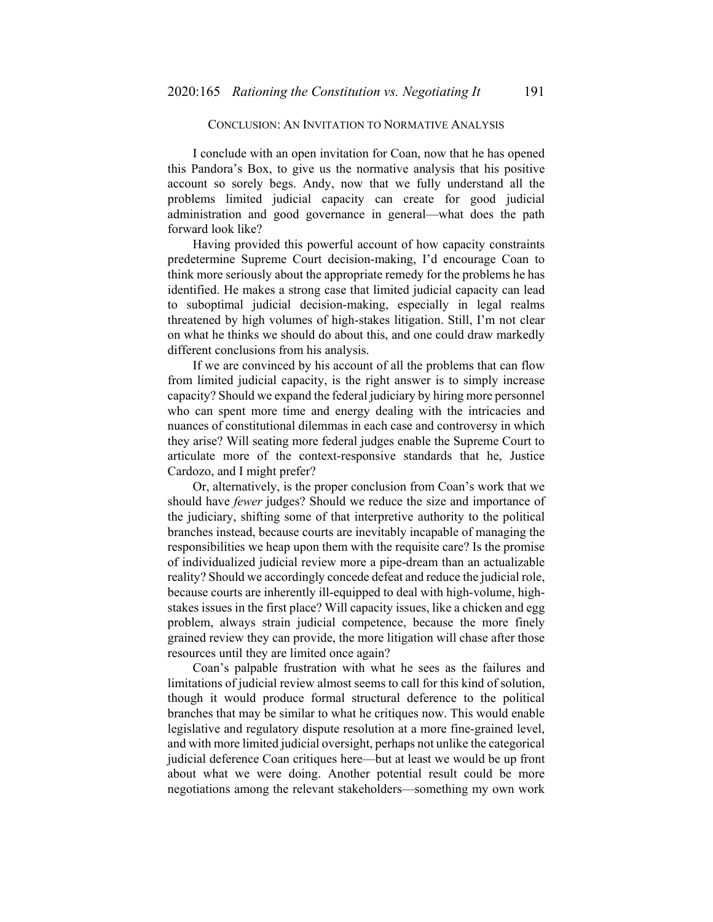## CONCLUSION: AN INVITATION TO NORMATIVE ANALYSIS

I conclude with an open invitation for Coan, now that he has opened this Pandora's Box, to give us the normative analysis that his positive account so sorely begs. Andy, now that we fully understand all the problems limited judicial capacity can create for good judicial administration and good governance in general—what does the path forward look like?

Having provided this powerful account of how capacity constraints predetermine Supreme Court decision-making, I'd encourage Coan to think more seriously about the appropriate remedy for the problems he has identified. He makes a strong case that limited judicial capacity can lead to suboptimal judicial decision-making, especially in legal realms threatened by high volumes of high-stakes litigation. Still, I'm not clear on what he thinks we should do about this, and one could draw markedly different conclusions from his analysis.

If we are convinced by his account of all the problems that can flow from limited judicial capacity, is the right answer is to simply increase capacity? Should we expand the federal judiciary by hiring more personnel who can spent more time and energy dealing with the intricacies and nuances of constitutional dilemmas in each case and controversy in which they arise? Will seating more federal judges enable the Supreme Court to articulate more of the context-responsive standards that he, Justice Cardozo, and I might prefer?

Or, alternatively, is the proper conclusion from Coan's work that we should have *fewer* judges? Should we reduce the size and importance of the judiciary, shifting some of that interpretive authority to the political branches instead, because courts are inevitably incapable of managing the responsibilities we heap upon them with the requisite care? Is the promise of individualized judicial review more a pipe-dream than an actualizable reality? Should we accordingly concede defeat and reduce the judicial role, because courts are inherently ill-equipped to deal with high-volume, high-stakes issues in the first place? Will capacity issues, like a chicken and egg problem, always strain judicial competence, because the more finely grained review they can provide, the more litigation will chase after those resources until they are limited once again?

Coan's palpable frustration with what he sees as the failures and limitations of judicial review almost seems to call for this kind of solution, though it would produce formal structural deference to the political branches that may be similar to what he critiques now. This would enable legislative and regulatory dispute resolution at a more fine-grained level, and with more limited judicial oversight, perhaps not unlike the categorical judicial deference Coan critiques here—but at least we would be up front about what we were doing. Another potential result could be more negotiations among the relevant stakeholders—something my own work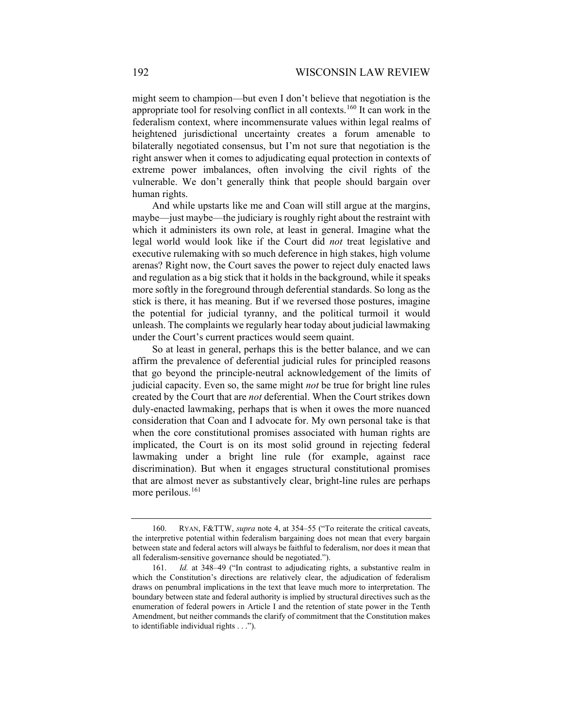might seem to champion—but even I don't believe that negotiation is the appropriate tool for resolving conflict in all contexts.[160] It can work in the federalism context, where incommensurate values within legal realms of heightened jurisdictional uncertainty creates a forum amenable to bilaterally negotiated consensus, but I'm not sure that negotiation is the right answer when it comes to adjudicating equal protection in contexts of extreme power imbalances, often involving the civil rights of the vulnerable. We don't generally think that people should bargain over human rights.

And while upstarts like me and Coan will still argue at the margins, maybe—just maybe—the judiciary is roughly right about the restraint with which it administers its own role, at least in general. Imagine what the legal world would look like if the Court did *not* treat legislative and executive rulemaking with so much deference in high stakes, high volume arenas? Right now, the Court saves the power to reject duly enacted laws and regulation as a big stick that it holds in the background, while it speaks more softly in the foreground through deferential standards. So long as the stick is there, it has meaning. But if we reversed those postures, imagine the potential for judicial tyranny, and the political turmoil it would unleash. The complaints we regularly hear today about judicial lawmaking under the Court's current practices would seem quaint.

So at least in general, perhaps this is the better balance, and we can affirm the prevalence of deferential judicial rules for principled reasons that go beyond the principle-neutral acknowledgement of the limits of judicial capacity. Even so, the same might *not* be true for bright line rules created by the Court that are *not* deferential. When the Court strikes down duly-enacted lawmaking, perhaps that is when it owes the more nuanced consideration that Coan and I advocate for. My own personal take is that when the core constitutional promises associated with human rights are implicated, the Court is on its most solid ground in rejecting federal lawmaking under a bright line rule (for example, against race discrimination). But when it engages structural constitutional promises that are almost never as substantively clear, bright-line rules are perhaps more perilous.[161]

---

160. RYAN, F&TTW, *supra* note 4, at 354–55 ("To reiterate the critical caveats, the interpretive potential within federalism bargaining does not mean that every bargain between state and federal actors will always be faithful to federalism, nor does it mean that all federalism-sensitive governance should be negotiated.").

161. *Id.* at 348–49 ("In contrast to adjudicating rights, a substantive realm in which the Constitution's directions are relatively clear, the adjudication of federalism draws on penumbral implications in the text that leave much more to interpretation. The boundary between state and federal authority is implied by structural directives such as the enumeration of federal powers in Article I and the retention of state power in the Tenth Amendment, but neither commands the clarify of commitment that the Constitution makes to identifiable individual rights . . .").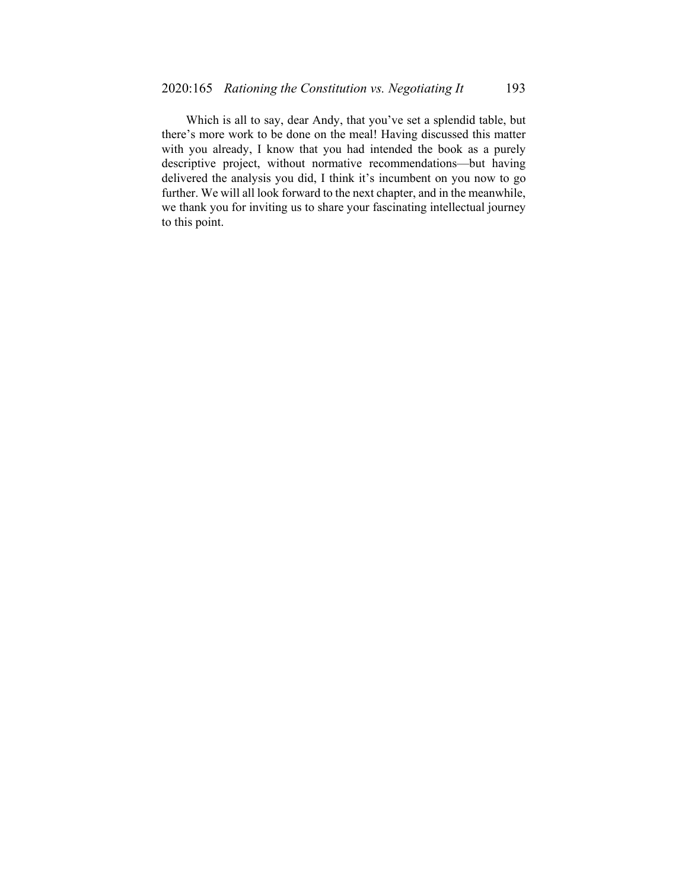Which is all to say, dear Andy, that you've set a splendid table, but there's more work to be done on the meal! Having discussed this matter with you already, I know that you had intended the book as a purely descriptive project, without normative recommendations—but having delivered the analysis you did, I think it's incumbent on you now to go further. We will all look forward to the next chapter, and in the meanwhile, we thank you for inviting us to share your fascinating intellectual journey to this point.